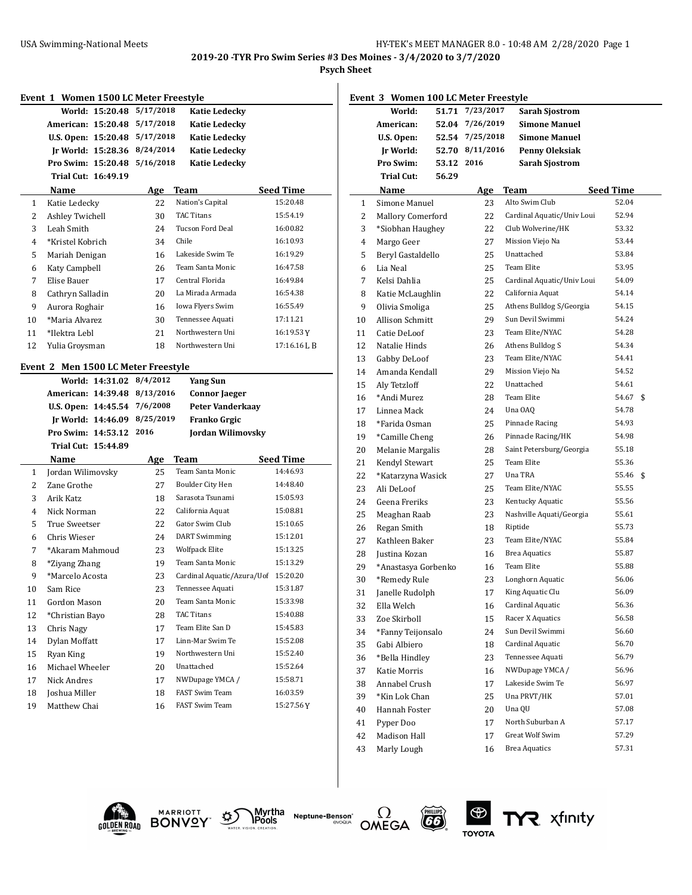USA Swimming-National Meets

## 2019-20 -TYR Pro Swim Series #3 Des Moines - 3/4/2020 to 3/7/2020

### Psych Sheet

#### Event 1 Women 1500 LC Meter Freestyle

| Record | Time | Date | Holder |
|---|---|---|---|
| World: | 15:20.48 | 5/17/2018 | Katie Ledecky |
| American: | 15:20.48 | 5/17/2018 | Katie Ledecky |
| U.S. Open: | 15:20.48 | 5/17/2018 | Katie Ledecky |
| Jr World: | 15:28.36 | 8/24/2014 | Katie Ledecky |
| Pro Swim: | 15:20.48 | 5/16/2018 | Katie Ledecky |
| Trial Cut: | 16:49.19 | | |

| | Name | Age | Team | Seed Time |
|---|---|---|---|---|
| 1 | Katie Ledecky | 22 | Nation's Capital | 15:20.48 |
| 2 | Ashley Twichell | 30 | TAC Titans | 15:54.19 |
| 3 | Leah Smith | 24 | Tucson Ford Deal | 16:00.82 |
| 4 | *Kristel Kobrich | 34 | Chile | 16:10.93 |
| 5 | Mariah Denigan | 16 | Lakeside Swim Te | 16:19.29 |
| 6 | Katy Campbell | 26 | Team Santa Monic | 16:47.58 |
| 7 | Elise Bauer | 17 | Central Florida | 16:49.84 |
| 8 | Cathryn Salladin | 20 | La Mirada Armada | 16:54.38 |
| 9 | Aurora Roghair | 16 | Iowa Flyers Swim | 16:55.49 |
| 10 | *Maria Alvarez | 30 | Tennessee Aquati | 17:11.21 |
| 11 | *Ilektra Lebl | 21 | Northwestern Uni | 16:19.53 Y |
| 12 | Yulia Groysman | 18 | Northwestern Uni | 17:16.16 L B |

#### Event 2 Men 1500 LC Meter Freestyle

| Record | Time | Date | Holder |
|---|---|---|---|
| World: | 14:31.02 | 8/4/2012 | Yang Sun |
| American: | 14:39.48 | 8/13/2016 | Connor Jaeger |
| U.S. Open: | 14:45.54 | 7/6/2008 | Peter Vanderkaay |
| Jr World: | 14:46.09 | 8/25/2019 | Franko Grgic |
| Pro Swim: | 14:53.12 | 2016 | Jordan Wilimovsky |
| Trial Cut: | 15:44.89 | | |

| | Name | Age | Team | Seed Time |
|---|---|---|---|---|
| 1 | Jordan Wilimovsky | 25 | Team Santa Monic | 14:46.93 |
| 2 | Zane Grothe | 27 | Boulder City Hen | 14:48.40 |
| 3 | Arik Katz | 18 | Sarasota Tsunami | 15:05.93 |
| 4 | Nick Norman | 22 | California Aquat | 15:08.81 |
| 5 | True Sweetser | 22 | Gator Swim Club | 15:10.65 |
| 6 | Chris Wieser | 24 | DART Swimming | 15:12.01 |
| 7 | *Akaram Mahmoud | 23 | Wolfpack Elite | 15:13.25 |
| 8 | *Ziyang Zhang | 19 | Team Santa Monic | 15:13.29 |
| 9 | *Marcelo Acosta | 23 | Cardinal Aquatic/Azura/Uof | 15:20.20 |
| 10 | Sam Rice | 23 | Tennessee Aquati | 15:31.87 |
| 11 | Gordon Mason | 20 | Team Santa Monic | 15:33.98 |
| 12 | *Christian Bayo | 28 | TAC Titans | 15:40.88 |
| 13 | Chris Nagy | 17 | Team Elite San D | 15:45.83 |
| 14 | Dylan Moffatt | 17 | Linn-Mar Swim Te | 15:52.08 |
| 15 | Ryan King | 19 | Northwestern Uni | 15:52.40 |
| 16 | Michael Wheeler | 20 | Unattached | 15:52.64 |
| 17 | Nick Andres | 17 | NWDupage YMCA / | 15:58.71 |
| 18 | Joshua Miller | 18 | FAST Swim Team | 16:03.59 |
| 19 | Matthew Chai | 16 | FAST Swim Team | 15:27.56 Y |

#### Event 3 Women 100 LC Meter Freestyle

| Record | Time | Date | Holder |
|---|---|---|---|
| World: | 51.71 | 7/23/2017 | Sarah Sjostrom |
| American: | 52.04 | 7/26/2019 | Simone Manuel |
| U.S. Open: | 52.54 | 7/25/2018 | Simone Manuel |
| Jr World: | 52.70 | 8/11/2016 | Penny Oleksiak |
| Pro Swim: | 53.12 | 2016 | Sarah Sjostrom |
| Trial Cut: | 56.29 | | |

| | Name | Age | Team | Seed Time |
|---|---|---|---|---|
| 1 | Simone Manuel | 23 | Alto Swim Club | 52.04 |
| 2 | Mallory Comerford | 22 | Cardinal Aquatic/Univ Loui | 52.94 |
| 3 | *Siobhan Haughey | 22 | Club Wolverine/HK | 53.32 |
| 4 | Margo Geer | 27 | Mission Viejo Na | 53.44 |
| 5 | Beryl Gastaldello | 25 | Unattached | 53.84 |
| 6 | Lia Neal | 25 | Team Elite | 53.95 |
| 7 | Kelsi Dahlia | 25 | Cardinal Aquatic/Univ Loui | 54.09 |
| 8 | Katie McLaughlin | 22 | California Aquat | 54.14 |
| 9 | Olivia Smoliga | 25 | Athens Bulldog S/Georgia | 54.15 |
| 10 | Allison Schmitt | 29 | Sun Devil Swimmi | 54.24 |
| 11 | Catie DeLoof | 23 | Team Elite/NYAC | 54.28 |
| 12 | Natalie Hinds | 26 | Athens Bulldog S | 54.34 |
| 13 | Gabby DeLoof | 23 | Team Elite/NYAC | 54.41 |
| 14 | Amanda Kendall | 29 | Mission Viejo Na | 54.52 |
| 15 | Aly Tetzloff | 22 | Unattached | 54.61 |
| 16 | *Andi Murez | 28 | Team Elite | 54.67 $ |
| 17 | Linnea Mack | 24 | Una OAQ | 54.78 |
| 18 | *Farida Osman | 25 | Pinnacle Racing | 54.93 |
| 19 | *Camille Cheng | 26 | Pinnacle Racing/HK | 54.98 |
| 20 | Melanie Margalis | 28 | Saint Petersburg/Georgia | 55.18 |
| 21 | Kendyl Stewart | 25 | Team Elite | 55.36 |
| 22 | *Katarzyna Wasick | 27 | Una TRA | 55.46 $ |
| 23 | Ali DeLoof | 25 | Team Elite/NYAC | 55.55 |
| 24 | Geena Freriks | 23 | Kentucky Aquatic | 55.56 |
| 25 | Meaghan Raab | 23 | Nashville Aquati/Georgia | 55.61 |
| 26 | Regan Smith | 18 | Riptide | 55.73 |
| 27 | Kathleen Baker | 23 | Team Elite/NYAC | 55.84 |
| 28 | Justina Kozan | 16 | Brea Aquatics | 55.87 |
| 29 | *Anastasya Gorbenko | 16 | Team Elite | 55.88 |
| 30 | *Remedy Rule | 23 | Longhorn Aquatic | 56.06 |
| 31 | Janelle Rudolph | 17 | King Aquatic Clu | 56.09 |
| 32 | Ella Welch | 16 | Cardinal Aquatic | 56.36 |
| 33 | Zoe Skirboll | 15 | Racer X Aquatics | 56.58 |
| 34 | *Fanny Teijonsalo | 24 | Sun Devil Swimmi | 56.60 |
| 35 | Gabi Albiero | 18 | Cardinal Aquatic | 56.70 |
| 36 | *Bella Hindley | 23 | Tennessee Aquati | 56.79 |
| 37 | Katie Morris | 16 | NWDupage YMCA / | 56.96 |
| 38 | Annabel Crush | 17 | Lakeside Swim Te | 56.97 |
| 39 | *Kin Lok Chan | 25 | Una PRVT/HK | 57.01 |
| 40 | Hannah Foster | 20 | Una QU | 57.08 |
| 41 | Pyper Doo | 17 | North Suburban A | 57.17 |
| 42 | Madison Hall | 17 | Great Wolf Swim | 57.29 |
| 43 | Marly Lough | 16 | Brea Aquatics | 57.31 |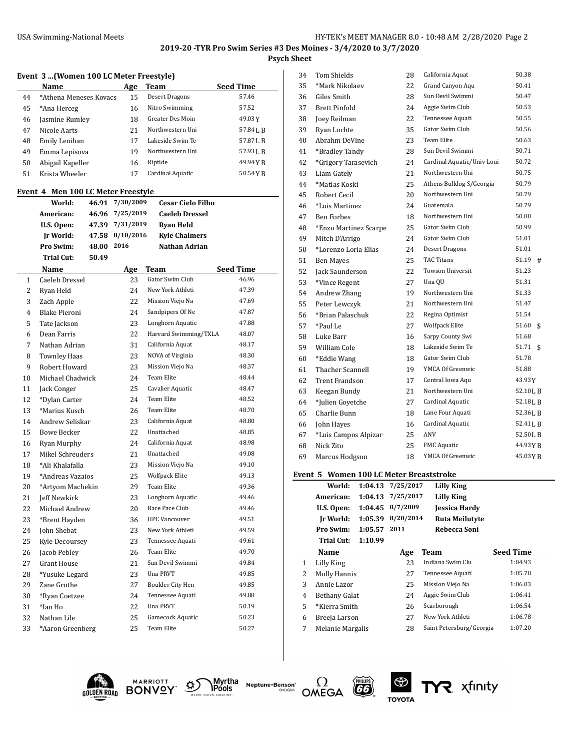2019-20 -TYR Pro Swim Series #3 Des Moines - 3/4/2020 to 3/7/2020

Psych Sheet

### Event 3 ...(Women 100 LC Meter Freestyle)

| | Name | Age | Team | Seed Time |
|---|---|---|---|---|
| 44 | *Athena Meneses Kovacs | 15 | Desert Dragons | 57.46 |
| 45 | *Ana Herceg | 16 | Nitro Swimming | 57.52 |
| 46 | Jasmine Rumley | 18 | Greater Des Moin | 49.03Y |
| 47 | Nicole Aarts | 21 | Northwestern Uni | 57.84L B |
| 48 | Emily Lenihan | 17 | Lakeside Swim Te | 57.87L B |
| 49 | Emma Lepisova | 19 | Northwestern Uni | 57.93L B |
| 50 | Abigail Kapeller | 16 | Riptide | 49.94Y B |
| 51 | Krista Wheeler | 17 | Cardinal Aquatic | 50.54Y B |

### Event 4 Men 100 LC Meter Freestyle

| | | | |
|---|---|---|---|
| World: | 46.91 | 7/30/2009 | Cesar Cielo Filho |
| American: | 46.96 | 7/25/2019 | Caeleb Dressel |
| U.S. Open: | 47.39 | 7/31/2019 | Ryan Held |
| Jr World: | 47.58 | 8/10/2016 | Kyle Chalmers |
| Pro Swim: | 48.00 | 2016 | Nathan Adrian |
| Trial Cut: | 50.49 | | |

| | Name | Age | Team | Seed Time |
|---|---|---|---|---|
| 1 | Caeleb Dressel | 23 | Gator Swim Club | 46.96 |
| 2 | Ryan Held | 24 | New York Athleti | 47.39 |
| 3 | Zach Apple | 22 | Mission Viejo Na | 47.69 |
| 4 | Blake Pieroni | 24 | Sandpipers Of Ne | 47.87 |
| 5 | Tate Jackson | 23 | Longhorn Aquatic | 47.88 |
| 6 | Dean Farris | 22 | Harvard Swimming/TXLA | 48.07 |
| 7 | Nathan Adrian | 31 | California Aquat | 48.17 |
| 8 | Townley Haas | 23 | NOVA of Virginia | 48.30 |
| 9 | Robert Howard | 23 | Mission Viejo Na | 48.37 |
| 10 | Michael Chadwick | 24 | Team Elite | 48.44 |
| 11 | Jack Conger | 25 | Cavalier Aquatic | 48.47 |
| 12 | *Dylan Carter | 24 | Team Elite | 48.52 |
| 13 | *Marius Kusch | 26 | Team Elite | 48.70 |
| 14 | Andrew Seliskar | 23 | California Aquat | 48.80 |
| 15 | Bowe Becker | 22 | Unattached | 48.85 |
| 16 | Ryan Murphy | 24 | California Aquat | 48.98 |
| 17 | Mikel Schreuders | 21 | Unattached | 49.08 |
| 18 | *Ali Khalafalla | 23 | Mission Viejo Na | 49.10 |
| 19 | *Andreas Vazaios | 25 | Wolfpack Elite | 49.13 |
| 20 | *Artyom Machekin | 29 | Team Elite | 49.36 |
| 21 | Jeff Newkirk | 23 | Longhorn Aquatic | 49.46 |
| 22 | Michael Andrew | 20 | Race Pace Club | 49.46 |
| 23 | *Brent Hayden | 36 | HPC Vancouver | 49.51 |
| 24 | John Shebat | 23 | New York Athleti | 49.59 |
| 25 | Kyle Decoursey | 23 | Tennessee Aquati | 49.61 |
| 26 | Jacob Pebley | 26 | Team Elite | 49.70 |
| 27 | Grant House | 21 | Sun Devil Swimmi | 49.84 |
| 28 | *Yusuke Legard | 23 | Una PRVT | 49.85 |
| 29 | Zane Grothe | 27 | Boulder City Hen | 49.85 |
| 30 | *Ryan Coetzee | 24 | Tennessee Aquati | 49.88 |
| 31 | *Ian Ho | 22 | Una PRVT | 50.19 |
| 32 | Nathan Lile | 25 | Gamecock Aquatic | 50.23 |
| 33 | *Aaron Greenberg | 25 | Team Elite | 50.27 |
| 34 | Tom Shields | 28 | California Aquat | 50.38 |
| 35 | *Mark Nikolaev | 22 | Grand Canyon Aqu | 50.41 |
| 36 | Giles Smith | 28 | Sun Devil Swimmi | 50.47 |
| 37 | Brett Pinfold | 24 | Aggie Swim Club | 50.53 |
| 38 | Joey Reilman | 22 | Tennessee Aquati | 50.55 |
| 39 | Ryan Lochte | 35 | Gator Swim Club | 50.56 |
| 40 | Abrahm DeVine | 23 | Team Elite | 50.63 |
| 41 | *Bradley Tandy | 28 | Sun Devil Swimmi | 50.71 |
| 42 | *Grigory Tarasevich | 24 | Cardinal Aquatic/Univ Loui | 50.72 |
| 43 | Liam Gately | 21 | Northwestern Uni | 50.75 |
| 44 | *Matias Koski | 25 | Athens Bulldog S/Georgia | 50.79 |
| 45 | Robert Cecil | 20 | Northwestern Uni | 50.79 |
| 46 | *Luis Martinez | 24 | Guatemala | 50.79 |
| 47 | Ben Forbes | 18 | Northwestern Uni | 50.80 |
| 48 | *Enzo Martinez Scarpe | 25 | Gator Swim Club | 50.99 |
| 49 | Mitch D'Arrigo | 24 | Gator Swim Club | 51.01 |
| 50 | *Lorenzo Loria Elias | 24 | Desert Dragons | 51.01 |
| 51 | Ben Mayes | 25 | TAC Titans | 51.19 # |
| 52 | Jack Saunderson | 22 | Towson Universit | 51.23 |
| 53 | *Vince Regent | 27 | Una QU | 51.31 |
| 54 | Andrew Zhang | 19 | Northwestern Uni | 51.33 |
| 55 | Peter Lewczyk | 21 | Northwestern Uni | 51.47 |
| 56 | *Brian Palaschuk | 22 | Regina Optimist | 51.54 |
| 57 | *Paul Le | 27 | Wolfpack Elite | 51.60 $ |
| 58 | Luke Barr | 16 | Sarpy County Swi | 51.68 |
| 59 | William Cole | 18 | Lakeside Swim Te | 51.71 $ |
| 60 | *Eddie Wang | 18 | Gator Swim Club | 51.78 |
| 61 | Thacher Scannell | 19 | YMCA Of Greenwic | 51.88 |
| 62 | Trent Frandson | 17 | Central Iowa Aqu | 43.93Y |
| 63 | Keegan Bundy | 21 | Northwestern Uni | 52.10L B |
| 64 | *Julien Goyetche | 27 | Cardinal Aquatic | 52.18L B |
| 65 | Charlie Bunn | 18 | Lane Four Aquati | 52.36L B |
| 66 | John Hayes | 16 | Cardinal Aquatic | 52.41L B |
| 67 | *Luis Campos Alpizar | 25 | ANV | 52.50L B |
| 68 | Nick Zito | 25 | FMC Aquatic | 44.93Y B |
| 69 | Marcus Hodgson | 18 | YMCA Of Greenwic | 45.03Y B |

### Event 5 Women 100 LC Meter Breaststroke

| | | | |
|---|---|---|---|
| World: | 1:04.13 | 7/25/2017 | Lilly King |
| American: | 1:04.13 | 7/25/2017 | Lilly King |
| U.S. Open: | 1:04.45 | 8/7/2009 | Jessica Hardy |
| Jr World: | 1:05.39 | 8/20/2014 | Ruta Meilutyte |
| Pro Swim: | 1:05.57 | 2011 | Rebecca Soni |
| Trial Cut: | 1:10.99 | | |

| | Name | Age | Team | Seed Time |
|---|---|---|---|---|
| 1 | Lilly King | 23 | Indiana Swim Clu | 1:04.93 |
| 2 | Molly Hannis | 27 | Tennessee Aquati | 1:05.78 |
| 3 | Annie Lazor | 25 | Mission Viejo Na | 1:06.03 |
| 4 | Bethany Galat | 24 | Aggie Swim Club | 1:06.41 |
| 5 | *Kierra Smith | 26 | Scarborough | 1:06.54 |
| 6 | Breeja Larson | 27 | New York Athleti | 1:06.78 |
| 7 | Melanie Margalis | 28 | Saint Petersburg/Georgia | 1:07.20 |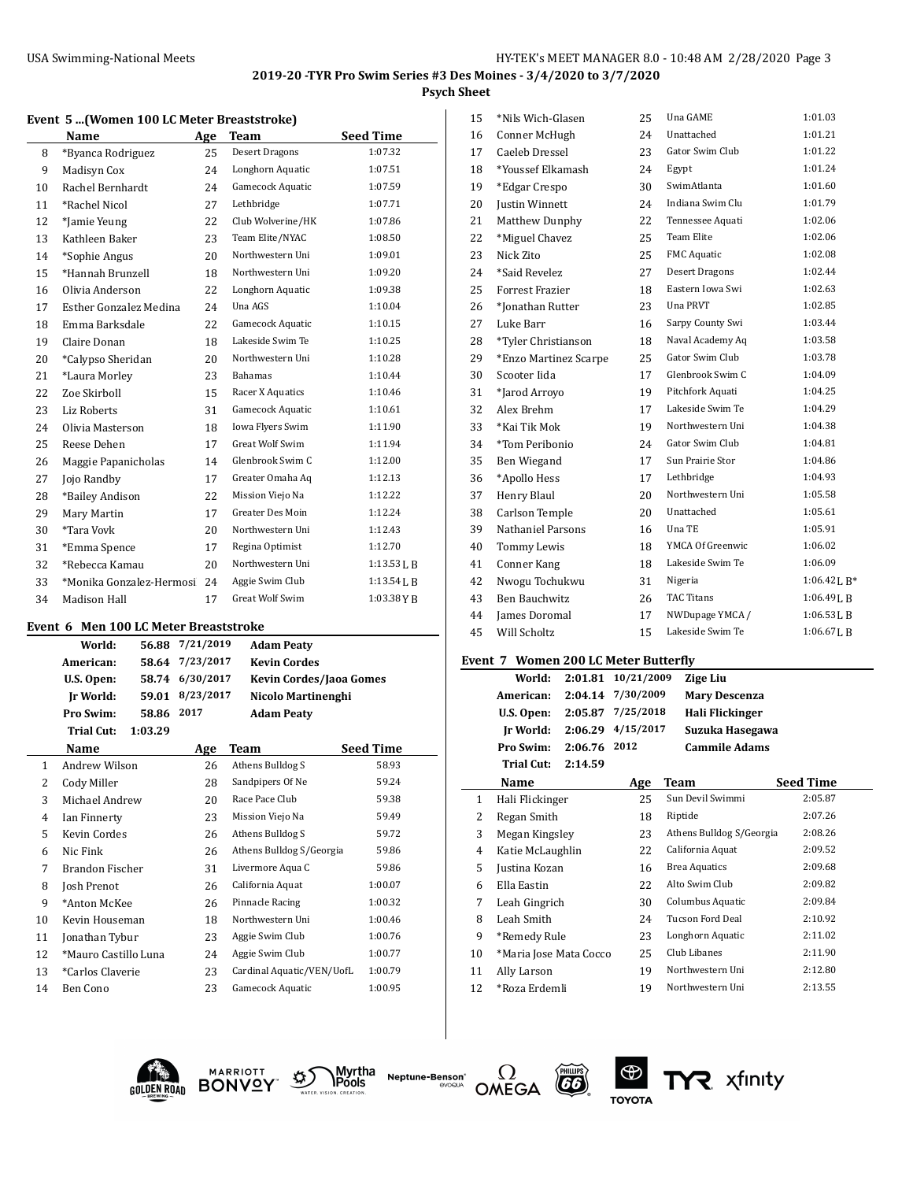**2019-20 -TYR Pro Swim Series #3 Des Moines - 3/4/2020 to 3/7/2020**

**Psych Sheet**

### Event 5 ...(Women 100 LC Meter Breaststroke)

| | Name | Age | Team | Seed Time |
|---|---|---|---|---|
| 8 | *Byanca Rodriguez | 25 | Desert Dragons | 1:07.32 |
| 9 | Madisyn Cox | 24 | Longhorn Aquatic | 1:07.51 |
| 10 | Rachel Bernhardt | 24 | Gamecock Aquatic | 1:07.59 |
| 11 | *Rachel Nicol | 27 | Lethbridge | 1:07.71 |
| 12 | *Jamie Yeung | 22 | Club Wolverine/HK | 1:07.86 |
| 13 | Kathleen Baker | 23 | Team Elite/NYAC | 1:08.50 |
| 14 | *Sophie Angus | 20 | Northwestern Uni | 1:09.01 |
| 15 | *Hannah Brunzell | 18 | Northwestern Uni | 1:09.20 |
| 16 | Olivia Anderson | 22 | Longhorn Aquatic | 1:09.38 |
| 17 | Esther Gonzalez Medina | 24 | Una AGS | 1:10.04 |
| 18 | Emma Barksdale | 22 | Gamecock Aquatic | 1:10.15 |
| 19 | Claire Donan | 18 | Lakeside Swim Te | 1:10.25 |
| 20 | *Calypso Sheridan | 20 | Northwestern Uni | 1:10.28 |
| 21 | *Laura Morley | 23 | Bahamas | 1:10.44 |
| 22 | Zoe Skirboll | 15 | Racer X Aquatics | 1:10.46 |
| 23 | Liz Roberts | 31 | Gamecock Aquatic | 1:10.61 |
| 24 | Olivia Masterson | 18 | Iowa Flyers Swim | 1:11.90 |
| 25 | Reese Dehen | 17 | Great Wolf Swim | 1:11.94 |
| 26 | Maggie Papanicholas | 14 | Glenbrook Swim C | 1:12.00 |
| 27 | Jojo Randby | 17 | Greater Omaha Aq | 1:12.13 |
| 28 | *Bailey Andison | 22 | Mission Viejo Na | 1:12.22 |
| 29 | Mary Martin | 17 | Greater Des Moin | 1:12.24 |
| 30 | *Tara Vovk | 20 | Northwestern Uni | 1:12.43 |
| 31 | *Emma Spence | 17 | Regina Optimist | 1:12.70 |
| 32 | *Rebecca Kamau | 20 | Northwestern Uni | 1:13.53 L B |
| 33 | *Monika Gonzalez-Hermosi | 24 | Aggie Swim Club | 1:13.54 L B |
| 34 | Madison Hall | 17 | Great Wolf Swim | 1:03.38 Y B |

### Event 6 Men 100 LC Meter Breaststroke

| | | | |
|---|---|---|---|
| **World:** | **56.88** | **7/21/2019** | **Adam Peaty** |
| **American:** | **58.64** | **7/23/2017** | **Kevin Cordes** |
| **U.S. Open:** | **58.74** | **6/30/2017** | **Kevin Cordes/Jaoa Gomes** |
| **Jr World:** | **59.01** | **8/23/2017** | **Nicolo Martinenghi** |
| **Pro Swim:** | **58.86** | **2017** | **Adam Peaty** |
| **Trial Cut:** | **1:03.29** | | |

| | Name | Age | Team | Seed Time |
|---|---|---|---|---|
| 1 | Andrew Wilson | 26 | Athens Bulldog S | 58.93 |
| 2 | Cody Miller | 28 | Sandpipers Of Ne | 59.24 |
| 3 | Michael Andrew | 20 | Race Pace Club | 59.38 |
| 4 | Ian Finnerty | 23 | Mission Viejo Na | 59.49 |
| 5 | Kevin Cordes | 26 | Athens Bulldog S | 59.72 |
| 6 | Nic Fink | 26 | Athens Bulldog S/Georgia | 59.86 |
| 7 | Brandon Fischer | 31 | Livermore Aqua C | 59.86 |
| 8 | Josh Prenot | 26 | California Aquat | 1:00.07 |
| 9 | *Anton McKee | 26 | Pinnacle Racing | 1:00.32 |
| 10 | Kevin Houseman | 18 | Northwestern Uni | 1:00.46 |
| 11 | Jonathan Tybur | 23 | Aggie Swim Club | 1:00.76 |
| 12 | *Mauro Castillo Luna | 24 | Aggie Swim Club | 1:00.77 |
| 13 | *Carlos Claverie | 23 | Cardinal Aquatic/VEN/UofL | 1:00.79 |
| 14 | Ben Cono | 23 | Gamecock Aquatic | 1:00.95 |
| 15 | *Nils Wich-Glasen | 25 | Una GAME | 1:01.03 |
| 16 | Conner McHugh | 24 | Unattached | 1:01.21 |
| 17 | Caeleb Dressel | 23 | Gator Swim Club | 1:01.22 |
| 18 | *Youssef Elkamash | 24 | Egypt | 1:01.24 |
| 19 | *Edgar Crespo | 30 | SwimAtlanta | 1:01.60 |
| 20 | Justin Winnett | 24 | Indiana Swim Clu | 1:01.79 |
| 21 | Matthew Dunphy | 22 | Tennessee Aquati | 1:02.06 |
| 22 | *Miguel Chavez | 25 | Team Elite | 1:02.06 |
| 23 | Nick Zito | 25 | FMC Aquatic | 1:02.08 |
| 24 | *Said Revelez | 27 | Desert Dragons | 1:02.44 |
| 25 | Forrest Frazier | 18 | Eastern Iowa Swi | 1:02.63 |
| 26 | *Jonathan Rutter | 23 | Una PRVT | 1:02.85 |
| 27 | Luke Barr | 16 | Sarpy County Swi | 1:03.44 |
| 28 | *Tyler Christianson | 18 | Naval Academy Aq | 1:03.58 |
| 29 | *Enzo Martinez Scarpe | 25 | Gator Swim Club | 1:03.78 |
| 30 | Scooter Iida | 17 | Glenbrook Swim C | 1:04.09 |
| 31 | *Jarod Arroyo | 19 | Pitchfork Aquati | 1:04.25 |
| 32 | Alex Brehm | 17 | Lakeside Swim Te | 1:04.29 |
| 33 | *Kai Tik Mok | 19 | Northwestern Uni | 1:04.38 |
| 34 | *Tom Peribonio | 24 | Gator Swim Club | 1:04.81 |
| 35 | Ben Wiegand | 17 | Sun Prairie Stor | 1:04.86 |
| 36 | *Apollo Hess | 17 | Lethbridge | 1:04.93 |
| 37 | Henry Blaul | 20 | Northwestern Uni | 1:05.58 |
| 38 | Carlson Temple | 20 | Unattached | 1:05.61 |
| 39 | Nathaniel Parsons | 16 | Una TE | 1:05.91 |
| 40 | Tommy Lewis | 18 | YMCA Of Greenwic | 1:06.02 |
| 41 | Conner Kang | 18 | Lakeside Swim Te | 1:06.09 |
| 42 | Nwogu Tochukwu | 31 | Nigeria | 1:06.42 L B* |
| 43 | Ben Bauchwitz | 26 | TAC Titans | 1:06.49 L B |
| 44 | James Doromal | 17 | NWDupage YMCA / | 1:06.53 L B |
| 45 | Will Scholtz | 15 | Lakeside Swim Te | 1:06.67 L B |

### Event 7 Women 200 LC Meter Butterfly

| | | | |
|---|---|---|---|
| **World:** | **2:01.81** | **10/21/2009** | **Zige Liu** |
| **American:** | **2:04.14** | **7/30/2009** | **Mary Descenza** |
| **U.S. Open:** | **2:05.87** | **7/25/2018** | **Hali Flickinger** |
| **Jr World:** | **2:06.29** | **4/15/2017** | **Suzuka Hasegawa** |
| **Pro Swim:** | **2:06.76** | **2012** | **Cammile Adams** |
| **Trial Cut:** | **2:14.59** | | |

| | Name | Age | Team | Seed Time |
|---|---|---|---|---|
| 1 | Hali Flickinger | 25 | Sun Devil Swimmi | 2:05.87 |
| 2 | Regan Smith | 18 | Riptide | 2:07.26 |
| 3 | Megan Kingsley | 23 | Athens Bulldog S/Georgia | 2:08.26 |
| 4 | Katie McLaughlin | 22 | California Aquat | 2:09.52 |
| 5 | Justina Kozan | 16 | Brea Aquatics | 2:09.68 |
| 6 | Ella Eastin | 22 | Alto Swim Club | 2:09.82 |
| 7 | Leah Gingrich | 30 | Columbus Aquatic | 2:09.84 |
| 8 | Leah Smith | 24 | Tucson Ford Deal | 2:10.92 |
| 9 | *Remedy Rule | 23 | Longhorn Aquatic | 2:11.02 |
| 10 | *Maria Jose Mata Cocco | 25 | Club Libanes | 2:11.90 |
| 11 | Ally Larson | 19 | Northwestern Uni | 2:12.80 |
| 12 | *Roza Erdemli | 19 | Northwestern Uni | 2:13.55 |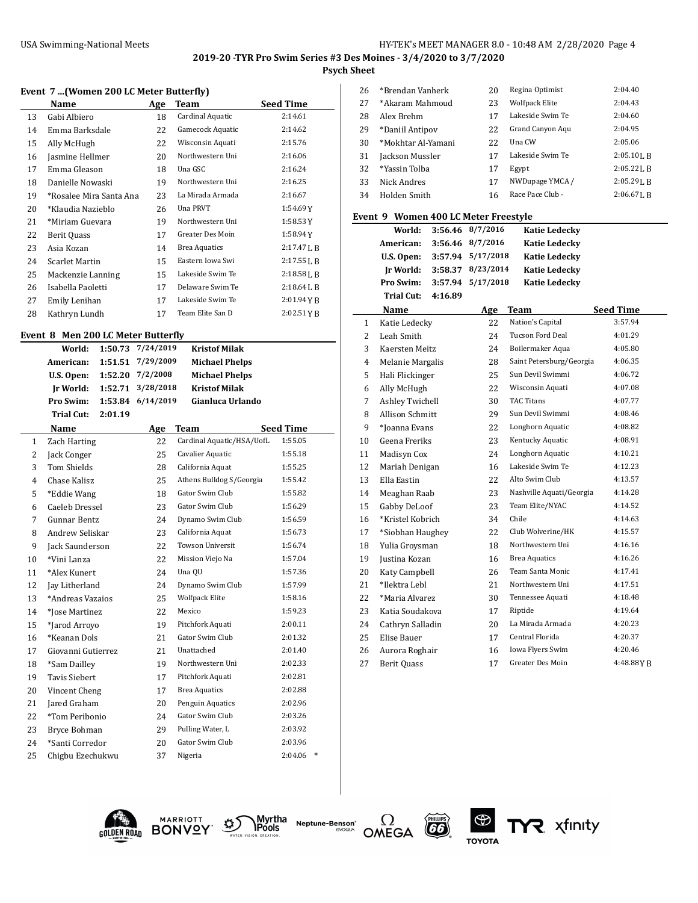USA Swimming-National Meets

**2019-20 -TYR Pro Swim Series #3 Des Moines - 3/4/2020 to 3/7/2020**

**Psych Sheet**

### Event 7 ...(Women 200 LC Meter Butterfly)

| | Name | Age | Team | Seed Time |
|---|---|---|---|---|
| 13 | Gabi Albiero | 18 | Cardinal Aquatic | 2:14.61 |
| 14 | Emma Barksdale | 22 | Gamecock Aquatic | 2:14.62 |
| 15 | Ally McHugh | 22 | Wisconsin Aquati | 2:15.76 |
| 16 | Jasmine Hellmer | 20 | Northwestern Uni | 2:16.06 |
| 17 | Emma Gleason | 18 | Una GSC | 2:16.24 |
| 18 | Danielle Nowaski | 19 | Northwestern Uni | 2:16.25 |
| 19 | *Rosalee Mira Santa Ana | 23 | La Mirada Armada | 2:16.67 |
| 20 | *Klaudia Nazieblo | 26 | Una PRVT | 1:54.69Y |
| 21 | *Miriam Guevara | 19 | Northwestern Uni | 1:58.53Y |
| 22 | Berit Quass | 17 | Greater Des Moin | 1:58.94Y |
| 23 | Asia Kozan | 14 | Brea Aquatics | 2:17.47L B |
| 24 | Scarlet Martin | 15 | Eastern Iowa Swi | 2:17.55L B |
| 25 | Mackenzie Lanning | 15 | Lakeside Swim Te | 2:18.58L B |
| 26 | Isabella Paoletti | 17 | Delaware Swim Te | 2:18.64L B |
| 27 | Emily Lenihan | 17 | Lakeside Swim Te | 2:01.94Y B |
| 28 | Kathryn Lundh | 17 | Team Elite San D | 2:02.51Y B |

### Event 8 Men 200 LC Meter Butterfly

| | | | |
|---|---|---|---|
| World: | 1:50.73 | 7/24/2019 | Kristof Milak |
| American: | 1:51.51 | 7/29/2009 | Michael Phelps |
| U.S. Open: | 1:52.20 | 7/2/2008 | Michael Phelps |
| Jr World: | 1:52.71 | 3/28/2018 | Kristof Milak |
| Pro Swim: | 1:53.84 | 6/14/2019 | Gianluca Urlando |
| Trial Cut: | 2:01.19 | | |

| | Name | Age | Team | Seed Time |
|---|---|---|---|---|
| 1 | Zach Harting | 22 | Cardinal Aquatic/HSA/UofL | 1:55.05 |
| 2 | Jack Conger | 25 | Cavalier Aquatic | 1:55.18 |
| 3 | Tom Shields | 28 | California Aquat | 1:55.25 |
| 4 | Chase Kalisz | 25 | Athens Bulldog S/Georgia | 1:55.42 |
| 5 | *Eddie Wang | 18 | Gator Swim Club | 1:55.82 |
| 6 | Caeleb Dressel | 23 | Gator Swim Club | 1:56.29 |
| 7 | Gunnar Bentz | 24 | Dynamo Swim Club | 1:56.59 |
| 8 | Andrew Seliskar | 23 | California Aquat | 1:56.73 |
| 9 | Jack Saunderson | 22 | Towson Universit | 1:56.74 |
| 10 | *Vini Lanza | 22 | Mission Viejo Na | 1:57.04 |
| 11 | *Alex Kunert | 24 | Una QU | 1:57.36 |
| 12 | Jay Litherland | 24 | Dynamo Swim Club | 1:57.99 |
| 13 | *Andreas Vazaios | 25 | Wolfpack Elite | 1:58.16 |
| 14 | *Jose Martinez | 22 | Mexico | 1:59.23 |
| 15 | *Jarod Arroyo | 19 | Pitchfork Aquati | 2:00.11 |
| 16 | *Keanan Dols | 21 | Gator Swim Club | 2:01.32 |
| 17 | Giovanni Gutierrez | 21 | Unattached | 2:01.40 |
| 18 | *Sam Dailley | 19 | Northwestern Uni | 2:02.33 |
| 19 | Tavis Siebert | 17 | Pitchfork Aquati | 2:02.81 |
| 20 | Vincent Cheng | 17 | Brea Aquatics | 2:02.88 |
| 21 | Jared Graham | 20 | Penguin Aquatics | 2:02.96 |
| 22 | *Tom Peribonio | 24 | Gator Swim Club | 2:03.26 |
| 23 | Bryce Bohman | 29 | Pulling Water, L | 2:03.92 |
| 24 | *Santi Corredor | 20 | Gator Swim Club | 2:03.96 |
| 25 | Chigbu Ezechukwu | 37 | Nigeria | 2:04.06 * |
| 26 | *Brendan Vanherk | 20 | Regina Optimist | 2:04.40 |
| 27 | *Akaram Mahmoud | 23 | Wolfpack Elite | 2:04.43 |
| 28 | Alex Brehm | 17 | Lakeside Swim Te | 2:04.60 |
| 29 | *Daniil Antipov | 22 | Grand Canyon Aqu | 2:04.95 |
| 30 | *Mokhtar Al-Yamani | 22 | Una CW | 2:05.06 |
| 31 | Jackson Mussler | 17 | Lakeside Swim Te | 2:05.10L B |
| 32 | *Yassin Tolba | 17 | Egypt | 2:05.22L B |
| 33 | Nick Andres | 17 | NWDupage YMCA / | 2:05.29L B |
| 34 | Holden Smith | 16 | Race Pace Club - | 2:06.67L B |

### Event 9 Women 400 LC Meter Freestyle

| | | | |
|---|---|---|---|
| World: | 3:56.46 | 8/7/2016 | Katie Ledecky |
| American: | 3:56.46 | 8/7/2016 | Katie Ledecky |
| U.S. Open: | 3:57.94 | 5/17/2018 | Katie Ledecky |
| Jr World: | 3:58.37 | 8/23/2014 | Katie Ledecky |
| Pro Swim: | 3:57.94 | 5/17/2018 | Katie Ledecky |
| Trial Cut: | 4:16.89 | | |

| | Name | Age | Team | Seed Time |
|---|---|---|---|---|
| 1 | Katie Ledecky | 22 | Nation's Capital | 3:57.94 |
| 2 | Leah Smith | 24 | Tucson Ford Deal | 4:01.29 |
| 3 | Kaersten Meitz | 24 | Boilermaker Aqua | 4:05.80 |
| 4 | Melanie Margalis | 28 | Saint Petersburg/Georgia | 4:06.35 |
| 5 | Hali Flickinger | 25 | Sun Devil Swimmi | 4:06.72 |
| 6 | Ally McHugh | 22 | Wisconsin Aquati | 4:07.08 |
| 7 | Ashley Twichell | 30 | TAC Titans | 4:07.77 |
| 8 | Allison Schmitt | 29 | Sun Devil Swimmi | 4:08.46 |
| 9 | *Joanna Evans | 22 | Longhorn Aquatic | 4:08.82 |
| 10 | Geena Freriks | 23 | Kentucky Aquatic | 4:08.91 |
| 11 | Madisyn Cox | 24 | Longhorn Aquatic | 4:10.21 |
| 12 | Mariah Denigan | 16 | Lakeside Swim Te | 4:12.23 |
| 13 | Ella Eastin | 22 | Alto Swim Club | 4:13.57 |
| 14 | Meaghan Raab | 23 | Nashville Aquati/Georgia | 4:14.28 |
| 15 | Gabby DeLoof | 23 | Team Elite/NYAC | 4:14.52 |
| 16 | *Kristel Kobrich | 34 | Chile | 4:14.63 |
| 17 | *Siobhan Haughey | 22 | Club Wolverine/HK | 4:15.57 |
| 18 | Yulia Groysman | 18 | Northwestern Uni | 4:16.16 |
| 19 | Justina Kozan | 16 | Brea Aquatics | 4:16.26 |
| 20 | Katy Campbell | 26 | Team Santa Monic | 4:17.41 |
| 21 | *Ilektra Lebl | 21 | Northwestern Uni | 4:17.51 |
| 22 | *Maria Alvarez | 30 | Tennessee Aquati | 4:18.48 |
| 23 | Katia Soudakova | 17 | Riptide | 4:19.64 |
| 24 | Cathryn Salladin | 20 | La Mirada Armada | 4:20.23 |
| 25 | Elise Bauer | 17 | Central Florida | 4:20.37 |
| 26 | Aurora Roghair | 16 | Iowa Flyers Swim | 4:20.46 |
| 27 | Berit Quass | 17 | Greater Des Moin | 4:48.88Y B |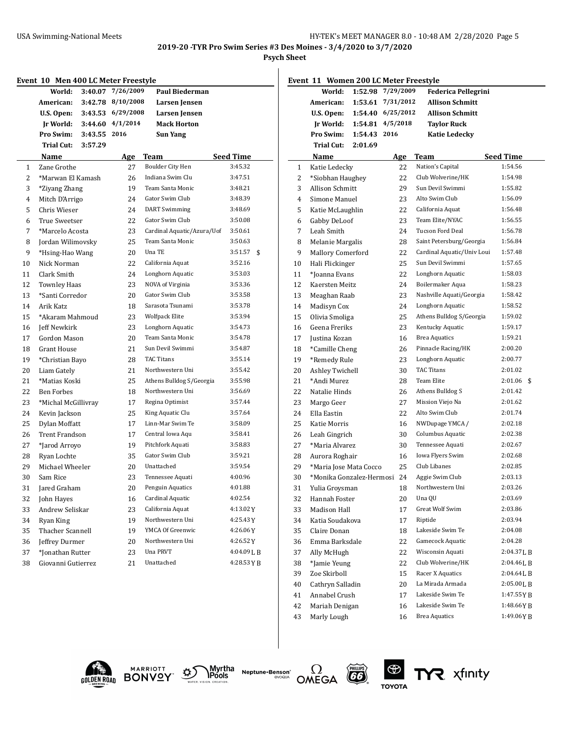**2019-20 -TYR Pro Swim Series #3 Des Moines - 3/4/2020 to 3/7/2020**

**Psych Sheet**

## Event 10 Men 400 LC Meter Freestyle

| | | | |
|---|---|---|---|
| World: | 3:40.07 | 7/26/2009 | Paul Biederman |
| American: | 3:42.78 | 8/10/2008 | Larsen Jensen |
| U.S. Open: | 3:43.53 | 6/29/2008 | Larsen Jensen |
| Jr World: | 3:44.60 | 4/1/2014 | Mack Horton |
| Pro Swim: | 3:43.55 | 2016 | Sun Yang |
| Trial Cut: | 3:57.29 | | |

| | Name | Age | Team | Seed Time |
|---|---|---|---|---|
| 1 | Zane Grothe | 27 | Boulder City Hen | 3:45.32 |
| 2 | *Marwan El Kamash | 26 | Indiana Swim Clu | 3:47.51 |
| 3 | *Ziyang Zhang | 19 | Team Santa Monic | 3:48.21 |
| 4 | Mitch D'Arrigo | 24 | Gator Swim Club | 3:48.39 |
| 5 | Chris Wieser | 24 | DART Swimming | 3:48.69 |
| 6 | True Sweetser | 22 | Gator Swim Club | 3:50.08 |
| 7 | *Marcelo Acosta | 23 | Cardinal Aquatic/Azura/UofL | 3:50.61 |
| 8 | Jordan Wilimovsky | 25 | Team Santa Monic | 3:50.63 |
| 9 | *Hsing-Hao Wang | 20 | Una TE | 3:51.57 $ |
| 10 | Nick Norman | 22 | California Aquat | 3:52.16 |
| 11 | Clark Smith | 24 | Longhorn Aquatic | 3:53.03 |
| 12 | Townley Haas | 23 | NOVA of Virginia | 3:53.36 |
| 13 | *Santi Corredor | 20 | Gator Swim Club | 3:53.58 |
| 14 | Arik Katz | 18 | Sarasota Tsunami | 3:53.78 |
| 15 | *Akaram Mahmoud | 23 | Wolfpack Elite | 3:53.94 |
| 16 | Jeff Newkirk | 23 | Longhorn Aquatic | 3:54.73 |
| 17 | Gordon Mason | 20 | Team Santa Monic | 3:54.78 |
| 18 | Grant House | 21 | Sun Devil Swimmi | 3:54.87 |
| 19 | *Christian Bayo | 28 | TAC Titans | 3:55.14 |
| 20 | Liam Gately | 21 | Northwestern Uni | 3:55.42 |
| 21 | *Matias Koski | 25 | Athens Bulldog S/Georgia | 3:55.98 |
| 22 | Ben Forbes | 18 | Northwestern Uni | 3:56.69 |
| 23 | *Michal McGillivray | 17 | Regina Optimist | 3:57.44 |
| 24 | Kevin Jackson | 25 | King Aquatic Clu | 3:57.64 |
| 25 | Dylan Moffatt | 17 | Linn-Mar Swim Te | 3:58.09 |
| 26 | Trent Frandson | 17 | Central Iowa Aqu | 3:58.41 |
| 27 | *Jarod Arroyo | 19 | Pitchfork Aquati | 3:58.83 |
| 28 | Ryan Lochte | 35 | Gator Swim Club | 3:59.21 |
| 29 | Michael Wheeler | 20 | Unattached | 3:59.54 |
| 30 | Sam Rice | 23 | Tennessee Aquati | 4:00.96 |
| 31 | Jared Graham | 20 | Penguin Aquatics | 4:01.88 |
| 32 | John Hayes | 16 | Cardinal Aquatic | 4:02.54 |
| 33 | Andrew Seliskar | 23 | California Aquat | 4:13.02 Y |
| 34 | Ryan King | 19 | Northwestern Uni | 4:25.43 Y |
| 35 | Thacher Scannell | 19 | YMCA Of Greenwic | 4:26.06 Y |
| 36 | Jeffrey Durmer | 20 | Northwestern Uni | 4:26.52 Y |
| 37 | *Jonathan Rutter | 23 | Una PRVT | 4:04.09 L B |
| 38 | Giovanni Gutierrez | 21 | Unattached | 4:28.53 Y B |

## Event 11 Women 200 LC Meter Freestyle

| | | | |
|---|---|---|---|
| World: | 1:52.98 | 7/29/2009 | Federica Pellegrini |
| American: | 1:53.61 | 7/31/2012 | Allison Schmitt |
| U.S. Open: | 1:54.40 | 6/25/2012 | Allison Schmitt |
| Jr World: | 1:54.81 | 4/5/2018 | Taylor Ruck |
| Pro Swim: | 1:54.43 | 2016 | Katie Ledecky |
| Trial Cut: | 2:01.69 | | |

| | Name | Age | Team | Seed Time |
|---|---|---|---|---|
| 1 | Katie Ledecky | 22 | Nation's Capital | 1:54.56 |
| 2 | *Siobhan Haughey | 22 | Club Wolverine/HK | 1:54.98 |
| 3 | Allison Schmitt | 29 | Sun Devil Swimmi | 1:55.82 |
| 4 | Simone Manuel | 23 | Alto Swim Club | 1:56.09 |
| 5 | Katie McLaughlin | 22 | California Aquat | 1:56.48 |
| 6 | Gabby DeLoof | 23 | Team Elite/NYAC | 1:56.55 |
| 7 | Leah Smith | 24 | Tucson Ford Deal | 1:56.78 |
| 8 | Melanie Margalis | 28 | Saint Petersburg/Georgia | 1:56.84 |
| 9 | Mallory Comerford | 22 | Cardinal Aquatic/Univ Loui | 1:57.48 |
| 10 | Hali Flickinger | 25 | Sun Devil Swimmi | 1:57.65 |
| 11 | *Joanna Evans | 22 | Longhorn Aquatic | 1:58.03 |
| 12 | Kaersten Meitz | 24 | Boilermaker Aqua | 1:58.23 |
| 13 | Meaghan Raab | 23 | Nashville Aquati/Georgia | 1:58.42 |
| 14 | Madisyn Cox | 24 | Longhorn Aquatic | 1:58.52 |
| 15 | Olivia Smoliga | 25 | Athens Bulldog S/Georgia | 1:59.02 |
| 16 | Geena Freriks | 23 | Kentucky Aquatic | 1:59.17 |
| 17 | Justina Kozan | 16 | Brea Aquatics | 1:59.21 |
| 18 | *Camille Cheng | 26 | Pinnacle Racing/HK | 2:00.20 |
| 19 | *Remedy Rule | 23 | Longhorn Aquatic | 2:00.77 |
| 20 | Ashley Twichell | 30 | TAC Titans | 2:01.02 |
| 21 | *Andi Murez | 28 | Team Elite | 2:01.06 $ |
| 22 | Natalie Hinds | 26 | Athens Bulldog S | 2:01.42 |
| 23 | Margo Geer | 27 | Mission Viejo Na | 2:01.62 |
| 24 | Ella Eastin | 22 | Alto Swim Club | 2:01.74 |
| 25 | Katie Morris | 16 | NWDupage YMCA / | 2:02.18 |
| 26 | Leah Gingrich | 30 | Columbus Aquatic | 2:02.38 |
| 27 | *Maria Alvarez | 30 | Tennessee Aquati | 2:02.67 |
| 28 | Aurora Roghair | 16 | Iowa Flyers Swim | 2:02.68 |
| 29 | *Maria Jose Mata Cocco | 25 | Club Libanes | 2:02.85 |
| 30 | *Monika Gonzalez-Hermosi | 24 | Aggie Swim Club | 2:03.13 |
| 31 | Yulia Groysman | 18 | Northwestern Uni | 2:03.26 |
| 32 | Hannah Foster | 20 | Una QU | 2:03.69 |
| 33 | Madison Hall | 17 | Great Wolf Swim | 2:03.86 |
| 34 | Katia Soudakova | 17 | Riptide | 2:03.94 |
| 35 | Claire Donan | 18 | Lakeside Swim Te | 2:04.08 |
| 36 | Emma Barksdale | 22 | Gamecock Aquatic | 2:04.28 |
| 37 | Ally McHugh | 22 | Wisconsin Aquati | 2:04.37 L B |
| 38 | *Jamie Yeung | 22 | Club Wolverine/HK | 2:04.46 L B |
| 39 | Zoe Skirboll | 15 | Racer X Aquatics | 2:04.64 L B |
| 40 | Cathryn Salladin | 20 | La Mirada Armada | 2:05.00 L B |
| 41 | Annabel Crush | 17 | Lakeside Swim Te | 1:47.55 Y B |
| 42 | Mariah Denigan | 16 | Lakeside Swim Te | 1:48.66 Y B |
| 43 | Marly Lough | 16 | Brea Aquatics | 1:49.06 Y B |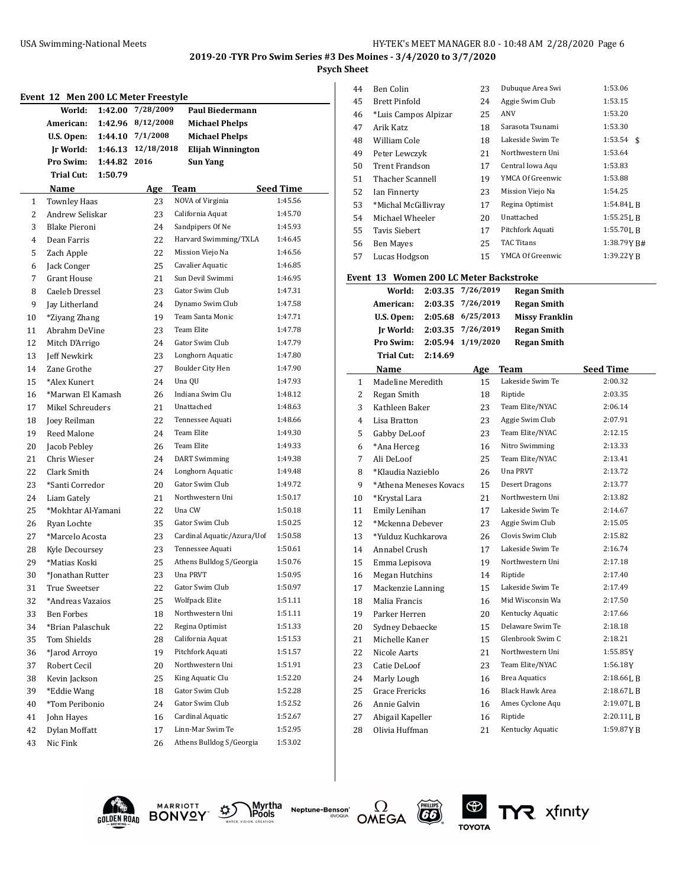## Event 12 Men 200 LC Meter Freestyle

| | | | |
|---|---|---|---|
| World: | 1:42.00 | 7/28/2009 | Paul Biedermann |
| American: | 1:42.96 | 8/12/2008 | Michael Phelps |
| U.S. Open: | 1:44.10 | 7/1/2008 | Michael Phelps |
| Jr World: | 1:46.13 | 12/18/2018 | Elijah Winnington |
| Pro Swim: | 1:44.82 | 2016 | Sun Yang |
| Trial Cut: | 1:50.79 | | |

| | Name | Age | Team | Seed Time |
|---|---|---|---|---|
| 1 | Townley Haas | 23 | NOVA of Virginia | 1:45.56 |
| 2 | Andrew Seliskar | 23 | California Aquat | 1:45.70 |
| 3 | Blake Pieroni | 24 | Sandpipers Of Ne | 1:45.93 |
| 4 | Dean Farris | 22 | Harvard Swimming/TXLA | 1:46.45 |
| 5 | Zach Apple | 22 | Mission Viejo Na | 1:46.56 |
| 6 | Jack Conger | 25 | Cavalier Aquatic | 1:46.85 |
| 7 | Grant House | 21 | Sun Devil Swimmi | 1:46.95 |
| 8 | Caeleb Dressel | 23 | Gator Swim Club | 1:47.31 |
| 9 | Jay Litherland | 24 | Dynamo Swim Club | 1:47.58 |
| 10 | *Ziyang Zhang | 19 | Team Santa Monic | 1:47.71 |
| 11 | Abrahm DeVine | 23 | Team Elite | 1:47.78 |
| 12 | Mitch D'Arrigo | 24 | Gator Swim Club | 1:47.79 |
| 13 | Jeff Newkirk | 23 | Longhorn Aquatic | 1:47.80 |
| 14 | Zane Grothe | 27 | Boulder City Hen | 1:47.90 |
| 15 | *Alex Kunert | 24 | Una QU | 1:47.93 |
| 16 | *Marwan El Kamash | 26 | Indiana Swim Clu | 1:48.12 |
| 17 | Mikel Schreuders | 21 | Unattached | 1:48.63 |
| 18 | Joey Reilman | 22 | Tennessee Aquati | 1:48.66 |
| 19 | Reed Malone | 24 | Team Elite | 1:49.30 |
| 20 | Jacob Pebley | 26 | Team Elite | 1:49.33 |
| 21 | Chris Wieser | 24 | DART Swimming | 1:49.38 |
| 22 | Clark Smith | 24 | Longhorn Aquatic | 1:49.48 |
| 23 | *Santi Corredor | 20 | Gator Swim Club | 1:49.72 |
| 24 | Liam Gately | 21 | Northwestern Uni | 1:50.17 |
| 25 | *Mokhtar Al-Yamani | 22 | Una CW | 1:50.18 |
| 26 | Ryan Lochte | 35 | Gator Swim Club | 1:50.25 |
| 27 | *Marcelo Acosta | 23 | Cardinal Aquatic/Azura/Uof | 1:50.58 |
| 28 | Kyle Decoursey | 23 | Tennessee Aquati | 1:50.61 |
| 29 | *Matias Koski | 25 | Athens Bulldog S/Georgia | 1:50.76 |
| 30 | *Jonathan Rutter | 23 | Una PRVT | 1:50.95 |
| 31 | True Sweetser | 22 | Gator Swim Club | 1:50.97 |
| 32 | *Andreas Vazaios | 25 | Wolfpack Elite | 1:51.11 |
| 33 | Ben Forbes | 18 | Northwestern Uni | 1:51.11 |
| 34 | *Brian Palaschuk | 22 | Regina Optimist | 1:51.33 |
| 35 | Tom Shields | 28 | California Aquat | 1:51.53 |
| 36 | *Jarod Arroyo | 19 | Pitchfork Aquati | 1:51.57 |
| 37 | Robert Cecil | 20 | Northwestern Uni | 1:51.91 |
| 38 | Kevin Jackson | 25 | King Aquatic Clu | 1:52.20 |
| 39 | *Eddie Wang | 18 | Gator Swim Club | 1:52.28 |
| 40 | *Tom Peribonio | 24 | Gator Swim Club | 1:52.52 |
| 41 | John Hayes | 16 | Cardinal Aquatic | 1:52.67 |
| 42 | Dylan Moffatt | 17 | Linn-Mar Swim Te | 1:52.95 |
| 43 | Nic Fink | 26 | Athens Bulldog S/Georgia | 1:53.02 |
| 44 | Ben Colin | 23 | Dubuque Area Swi | 1:53.06 |
| 45 | Brett Pinfold | 24 | Aggie Swim Club | 1:53.15 |
| 46 | *Luis Campos Alpizar | 25 | ANV | 1:53.20 |
| 47 | Arik Katz | 18 | Sarasota Tsunami | 1:53.30 |
| 48 | William Cole | 18 | Lakeside Swim Te | 1:53.54 $ |
| 49 | Peter Lewczyk | 21 | Northwestern Uni | 1:53.64 |
| 50 | Trent Frandson | 17 | Central Iowa Aqu | 1:53.83 |
| 51 | Thacher Scannell | 19 | YMCA Of Greenwic | 1:53.88 |
| 52 | Ian Finnerty | 23 | Mission Viejo Na | 1:54.25 |
| 53 | *Michal McGillivray | 17 | Regina Optimist | 1:54.84L B |
| 54 | Michael Wheeler | 20 | Unattached | 1:55.25L B |
| 55 | Tavis Siebert | 17 | Pitchfork Aquati | 1:55.70L B |
| 56 | Ben Mayes | 25 | TAC Titans | 1:38.79Y B# |
| 57 | Lucas Hodgson | 15 | YMCA Of Greenwic | 1:39.22Y B |

## Event 13 Women 200 LC Meter Backstroke

| | | | |
|---|---|---|---|
| World: | 2:03.35 | 7/26/2019 | Regan Smith |
| American: | 2:03.35 | 7/26/2019 | Regan Smith |
| U.S. Open: | 2:05.68 | 6/25/2013 | Missy Franklin |
| Jr World: | 2:03.35 | 7/26/2019 | Regan Smith |
| Pro Swim: | 2:05.94 | 1/19/2020 | Regan Smith |
| Trial Cut: | 2:14.69 | | |

| | Name | Age | Team | Seed Time |
|---|---|---|---|---|
| 1 | Madeline Meredith | 15 | Lakeside Swim Te | 2:00.32 |
| 2 | Regan Smith | 18 | Riptide | 2:03.35 |
| 3 | Kathleen Baker | 23 | Team Elite/NYAC | 2:06.14 |
| 4 | Lisa Bratton | 23 | Aggie Swim Club | 2:07.91 |
| 5 | Gabby DeLoof | 23 | Team Elite/NYAC | 2:12.15 |
| 6 | *Ana Herceg | 16 | Nitro Swimming | 2:13.33 |
| 7 | Ali DeLoof | 25 | Team Elite/NYAC | 2:13.41 |
| 8 | *Klaudia Nazieblo | 26 | Una PRVT | 2:13.72 |
| 9 | *Athena Meneses Kovacs | 15 | Desert Dragons | 2:13.77 |
| 10 | *Krystal Lara | 21 | Northwestern Uni | 2:13.82 |
| 11 | Emily Lenihan | 17 | Lakeside Swim Te | 2:14.67 |
| 12 | *Mckenna Debever | 23 | Aggie Swim Club | 2:15.05 |
| 13 | *Yulduz Kuchkarova | 26 | Clovis Swim Club | 2:15.82 |
| 14 | Annabel Crush | 17 | Lakeside Swim Te | 2:16.74 |
| 15 | Emma Lepisova | 19 | Northwestern Uni | 2:17.18 |
| 16 | Megan Hutchins | 14 | Riptide | 2:17.40 |
| 17 | Mackenzie Lanning | 15 | Lakeside Swim Te | 2:17.49 |
| 18 | Malia Francis | 16 | Mid Wisconsin Wa | 2:17.50 |
| 19 | Parker Herren | 20 | Kentucky Aquatic | 2:17.66 |
| 20 | Sydney Debaecke | 15 | Delaware Swim Te | 2:18.18 |
| 21 | Michelle Kaner | 15 | Glenbrook Swim C | 2:18.21 |
| 22 | Nicole Aarts | 21 | Northwestern Uni | 1:55.85Y |
| 23 | Catie DeLoof | 23 | Team Elite/NYAC | 1:56.18Y |
| 24 | Marly Lough | 16 | Brea Aquatics | 2:18.66L B |
| 25 | Grace Frericks | 16 | Black Hawk Area | 2:18.67L B |
| 26 | Annie Galvin | 16 | Ames Cyclone Aqu | 2:19.07L B |
| 27 | Abigail Kapeller | 16 | Riptide | 2:20.11L B |
| 28 | Olivia Huffman | 21 | Kentucky Aquatic | 1:59.87Y B |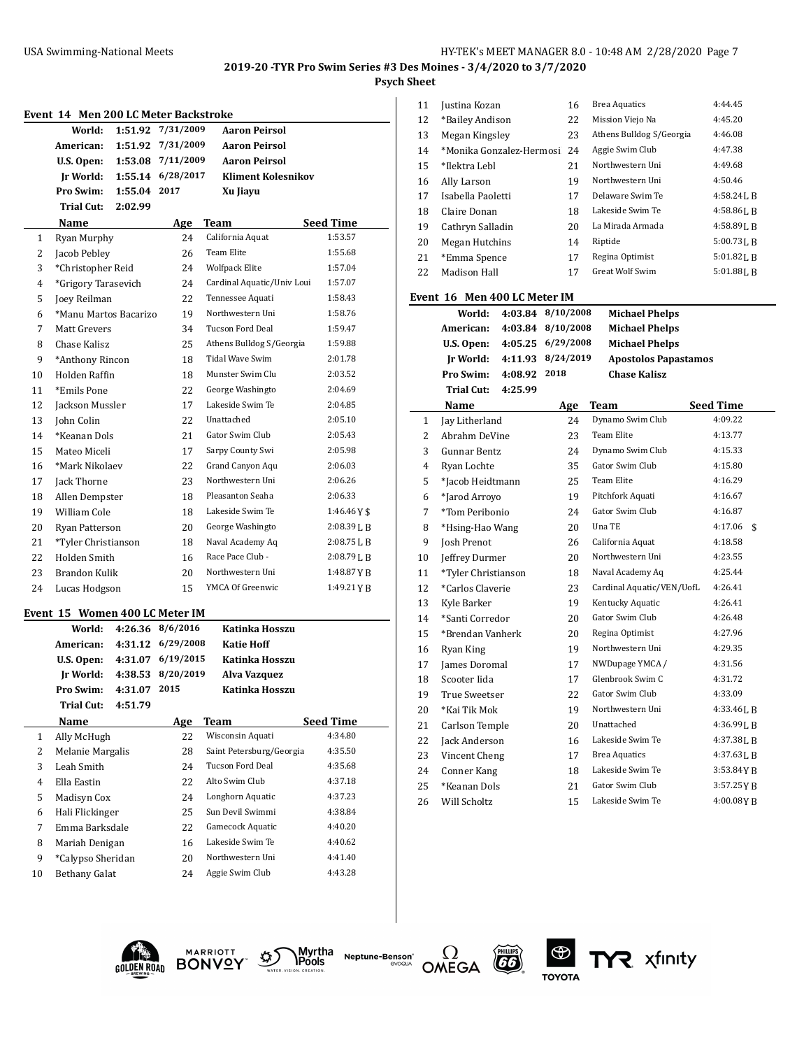## Event 14 Men 200 LC Meter Backstroke

| | | | |
|---|---|---|---|
| World: | 1:51.92 | 7/31/2009 | Aaron Peirsol |
| American: | 1:51.92 | 7/31/2009 | Aaron Peirsol |
| U.S. Open: | 1:53.08 | 7/11/2009 | Aaron Peirsol |
| Jr World: | 1:55.14 | 6/28/2017 | Kliment Kolesnikov |
| Pro Swim: | 1:55.04 | 2017 | Xu Jiayu |
| Trial Cut: | 2:02.99 | | |

| | Name | Age | Team | Seed Time |
|---|---|---|---|---|
| 1 | Ryan Murphy | 24 | California Aquat | 1:53.57 |
| 2 | Jacob Pebley | 26 | Team Elite | 1:55.68 |
| 3 | *Christopher Reid | 24 | Wolfpack Elite | 1:57.04 |
| 4 | *Grigory Tarasevich | 24 | Cardinal Aquatic/Univ Loui | 1:57.07 |
| 5 | Joey Reilman | 22 | Tennessee Aquati | 1:58.43 |
| 6 | *Manu Martos Bacarizo | 19 | Northwestern Uni | 1:58.76 |
| 7 | Matt Grevers | 34 | Tucson Ford Deal | 1:59.47 |
| 8 | Chase Kalisz | 25 | Athens Bulldog S/Georgia | 1:59.88 |
| 9 | *Anthony Rincon | 18 | Tidal Wave Swim | 2:01.78 |
| 10 | Holden Raffin | 18 | Munster Swim Clu | 2:03.52 |
| 11 | *Emils Pone | 22 | George Washingto | 2:04.69 |
| 12 | Jackson Mussler | 17 | Lakeside Swim Te | 2:04.85 |
| 13 | John Colin | 22 | Unattached | 2:05.10 |
| 14 | *Keanan Dols | 21 | Gator Swim Club | 2:05.43 |
| 15 | Mateo Miceli | 17 | Sarpy County Swi | 2:05.98 |
| 16 | *Mark Nikolaev | 22 | Grand Canyon Aqu | 2:06.03 |
| 17 | Jack Thorne | 23 | Northwestern Uni | 2:06.26 |
| 18 | Allen Dempster | 18 | Pleasanton Seaha | 2:06.33 |
| 19 | William Cole | 18 | Lakeside Swim Te | 1:46.46Y $ |
| 20 | Ryan Patterson | 20 | George Washingto | 2:08.39L B |
| 21 | *Tyler Christianson | 18 | Naval Academy Aq | 2:08.75L B |
| 22 | Holden Smith | 16 | Race Pace Club - | 2:08.79L B |
| 23 | Brandon Kulik | 20 | Northwestern Uni | 1:48.87Y B |
| 24 | Lucas Hodgson | 15 | YMCA Of Greenwic | 1:49.21Y B |

## Event 15 Women 400 LC Meter IM

| | | | |
|---|---|---|---|
| World: | 4:26.36 | 8/6/2016 | Katinka Hosszu |
| American: | 4:31.12 | 6/29/2008 | Katie Hoff |
| U.S. Open: | 4:31.07 | 6/19/2015 | Katinka Hosszu |
| Jr World: | 4:38.53 | 8/20/2019 | Alva Vazquez |
| Pro Swim: | 4:31.07 | 2015 | Katinka Hosszu |
| Trial Cut: | 4:51.79 | | |

| | Name | Age | Team | Seed Time |
|---|---|---|---|---|
| 1 | Ally McHugh | 22 | Wisconsin Aquati | 4:34.80 |
| 2 | Melanie Margalis | 28 | Saint Petersburg/Georgia | 4:35.50 |
| 3 | Leah Smith | 24 | Tucson Ford Deal | 4:35.68 |
| 4 | Ella Eastin | 22 | Alto Swim Club | 4:37.18 |
| 5 | Madisyn Cox | 24 | Longhorn Aquatic | 4:37.23 |
| 6 | Hali Flickinger | 25 | Sun Devil Swimmi | 4:38.84 |
| 7 | Emma Barksdale | 22 | Gamecock Aquatic | 4:40.20 |
| 8 | Mariah Denigan | 16 | Lakeside Swim Te | 4:40.62 |
| 9 | *Calypso Sheridan | 20 | Northwestern Uni | 4:41.40 |
| 10 | Bethany Galat | 24 | Aggie Swim Club | 4:43.28 |
| 11 | Justina Kozan | 16 | Brea Aquatics | 4:44.45 |
| 12 | *Bailey Andison | 22 | Mission Viejo Na | 4:45.20 |
| 13 | Megan Kingsley | 23 | Athens Bulldog S/Georgia | 4:46.08 |
| 14 | *Monika Gonzalez-Hermosi | 24 | Aggie Swim Club | 4:47.38 |
| 15 | *Ilektra Lebl | 21 | Northwestern Uni | 4:49.68 |
| 16 | Ally Larson | 19 | Northwestern Uni | 4:50.46 |
| 17 | Isabella Paoletti | 17 | Delaware Swim Te | 4:58.24L B |
| 18 | Claire Donan | 18 | Lakeside Swim Te | 4:58.86L B |
| 19 | Cathryn Salladin | 20 | La Mirada Armada | 4:58.89L B |
| 20 | Megan Hutchins | 14 | Riptide | 5:00.73L B |
| 21 | *Emma Spence | 17 | Regina Optimist | 5:01.82L B |
| 22 | Madison Hall | 17 | Great Wolf Swim | 5:01.88L B |

## Event 16 Men 400 LC Meter IM

| | | | |
|---|---|---|---|
| World: | 4:03.84 | 8/10/2008 | Michael Phelps |
| American: | 4:03.84 | 8/10/2008 | Michael Phelps |
| U.S. Open: | 4:05.25 | 6/29/2008 | Michael Phelps |
| Jr World: | 4:11.93 | 8/24/2019 | Apostolos Papastamos |
| Pro Swim: | 4:08.92 | 2018 | Chase Kalisz |
| Trial Cut: | 4:25.99 | | |

| | Name | Age | Team | Seed Time |
|---|---|---|---|---|
| 1 | Jay Litherland | 24 | Dynamo Swim Club | 4:09.22 |
| 2 | Abrahm DeVine | 23 | Team Elite | 4:13.77 |
| 3 | Gunnar Bentz | 24 | Dynamo Swim Club | 4:15.33 |
| 4 | Ryan Lochte | 35 | Gator Swim Club | 4:15.80 |
| 5 | *Jacob Heidtmann | 25 | Team Elite | 4:16.29 |
| 6 | *Jarod Arroyo | 19 | Pitchfork Aquati | 4:16.67 |
| 7 | *Tom Peribonio | 24 | Gator Swim Club | 4:16.87 |
| 8 | *Hsing-Hao Wang | 20 | Una TE | 4:17.06 $ |
| 9 | Josh Prenot | 26 | California Aquat | 4:18.58 |
| 10 | Jeffrey Durmer | 20 | Northwestern Uni | 4:23.55 |
| 11 | *Tyler Christianson | 18 | Naval Academy Aq | 4:25.44 |
| 12 | *Carlos Claverie | 23 | Cardinal Aquatic/VEN/UofL | 4:26.41 |
| 13 | Kyle Barker | 19 | Kentucky Aquatic | 4:26.41 |
| 14 | *Santi Corredor | 20 | Gator Swim Club | 4:26.48 |
| 15 | *Brendan Vanherk | 20 | Regina Optimist | 4:27.96 |
| 16 | Ryan King | 19 | Northwestern Uni | 4:29.35 |
| 17 | James Doromal | 17 | NWDupage YMCA / | 4:31.56 |
| 18 | Scooter Iida | 17 | Glenbrook Swim C | 4:31.72 |
| 19 | True Sweetser | 22 | Gator Swim Club | 4:33.09 |
| 20 | *Kai Tik Mok | 19 | Northwestern Uni | 4:33.46L B |
| 21 | Carlson Temple | 20 | Unattached | 4:36.99L B |
| 22 | Jack Anderson | 16 | Lakeside Swim Te | 4:37.38L B |
| 23 | Vincent Cheng | 17 | Brea Aquatics | 4:37.63L B |
| 24 | Conner Kang | 18 | Lakeside Swim Te | 3:53.84Y B |
| 25 | *Keanan Dols | 21 | Gator Swim Club | 3:57.25Y B |
| 26 | Will Scholtz | 15 | Lakeside Swim Te | 4:00.08Y B |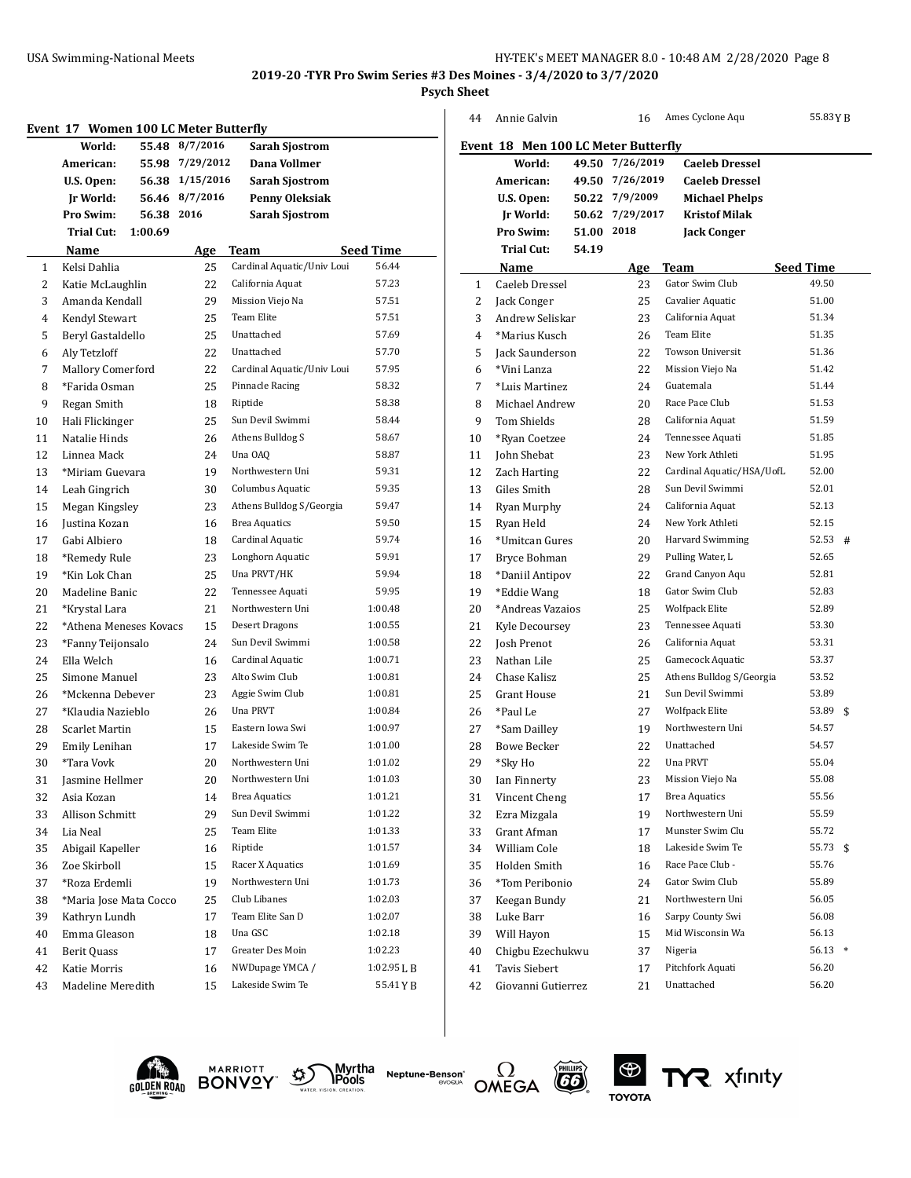USA Swimming-National Meets

HY-TEK's MEET MANAGER 8.0 - 10:48 AM 2/28/2020

**2019-20 -TYR Pro Swim Series #3 Des Moines - 3/4/2020 to 3/7/2020**

**Psych Sheet**

## Event 17 Women 100 LC Meter Butterfly

| | | | |
|---|---|---|---|
| **World:** | **55.48** | **8/7/2016** | **Sarah Sjostrom** |
| **American:** | **55.98** | **7/29/2012** | **Dana Vollmer** |
| **U.S. Open:** | **56.38** | **1/15/2016** | **Sarah Sjostrom** |
| **Jr World:** | **56.46** | **8/7/2016** | **Penny Oleksiak** |
| **Pro Swim:** | **56.38** | **2016** | **Sarah Sjostrom** |
| **Trial Cut:** | **1:00.69** | | |

| | Name | Age | Team | Seed Time |
|---|---|---|---|---|
| 1 | Kelsi Dahlia | 25 | Cardinal Aquatic/Univ Loui | 56.44 |
| 2 | Katie McLaughlin | 22 | California Aquat | 57.23 |
| 3 | Amanda Kendall | 29 | Mission Viejo Na | 57.51 |
| 4 | Kendyl Stewart | 25 | Team Elite | 57.51 |
| 5 | Beryl Gastaldello | 25 | Unattached | 57.69 |
| 6 | Aly Tetzloff | 22 | Unattached | 57.70 |
| 7 | Mallory Comerford | 22 | Cardinal Aquatic/Univ Loui | 57.95 |
| 8 | *Farida Osman | 25 | Pinnacle Racing | 58.32 |
| 9 | Regan Smith | 18 | Riptide | 58.38 |
| 10 | Hali Flickinger | 25 | Sun Devil Swimmi | 58.44 |
| 11 | Natalie Hinds | 26 | Athens Bulldog S | 58.67 |
| 12 | Linnea Mack | 24 | Una OAQ | 58.87 |
| 13 | *Miriam Guevara | 19 | Northwestern Uni | 59.31 |
| 14 | Leah Gingrich | 30 | Columbus Aquatic | 59.35 |
| 15 | Megan Kingsley | 23 | Athens Bulldog S/Georgia | 59.47 |
| 16 | Justina Kozan | 16 | Brea Aquatics | 59.50 |
| 17 | Gabi Albiero | 18 | Cardinal Aquatic | 59.74 |
| 18 | *Remedy Rule | 23 | Longhorn Aquatic | 59.91 |
| 19 | *Kin Lok Chan | 25 | Una PRVT/HK | 59.94 |
| 20 | Madeline Banic | 22 | Tennessee Aquati | 59.95 |
| 21 | *Krystal Lara | 21 | Northwestern Uni | 1:00.48 |
| 22 | *Athena Meneses Kovacs | 15 | Desert Dragons | 1:00.55 |
| 23 | *Fanny Teijonsalo | 24 | Sun Devil Swimmi | 1:00.58 |
| 24 | Ella Welch | 16 | Cardinal Aquatic | 1:00.71 |
| 25 | Simone Manuel | 23 | Alto Swim Club | 1:00.81 |
| 26 | *Mckenna Debever | 23 | Aggie Swim Club | 1:00.81 |
| 27 | *Klaudia Nazieblo | 26 | Una PRVT | 1:00.84 |
| 28 | Scarlet Martin | 15 | Eastern Iowa Swi | 1:00.97 |
| 29 | Emily Lenihan | 17 | Lakeside Swim Te | 1:01.00 |
| 30 | *Tara Vovk | 20 | Northwestern Uni | 1:01.02 |
| 31 | Jasmine Hellmer | 20 | Northwestern Uni | 1:01.03 |
| 32 | Asia Kozan | 14 | Brea Aquatics | 1:01.21 |
| 33 | Allison Schmitt | 29 | Sun Devil Swimmi | 1:01.22 |
| 34 | Lia Neal | 25 | Team Elite | 1:01.33 |
| 35 | Abigail Kapeller | 16 | Riptide | 1:01.57 |
| 36 | Zoe Skirboll | 15 | Racer X Aquatics | 1:01.69 |
| 37 | *Roza Erdemli | 19 | Northwestern Uni | 1:01.73 |
| 38 | *Maria Jose Mata Cocco | 25 | Club Libanes | 1:02.03 |
| 39 | Kathryn Lundh | 17 | Team Elite San D | 1:02.07 |
| 40 | Emma Gleason | 18 | Una GSC | 1:02.18 |
| 41 | Berit Quass | 17 | Greater Des Moin | 1:02.23 |
| 42 | Katie Morris | 16 | NWDupage YMCA / | 1:02.95 L B |
| 43 | Madeline Meredith | 15 | Lakeside Swim Te | 55.41 Y B |
| 44 | Annie Galvin | 16 | Ames Cyclone Aqu | 55.83 Y B |

## Event 18 Men 100 LC Meter Butterfly

| | | | |
|---|---|---|---|
| **World:** | **49.50** | **7/26/2019** | **Caeleb Dressel** |
| **American:** | **49.50** | **7/26/2019** | **Caeleb Dressel** |
| **U.S. Open:** | **50.22** | **7/9/2009** | **Michael Phelps** |
| **Jr World:** | **50.62** | **7/29/2017** | **Kristof Milak** |
| **Pro Swim:** | **51.00** | **2018** | **Jack Conger** |
| **Trial Cut:** | **54.19** | | |

| | Name | Age | Team | Seed Time |
|---|---|---|---|---|
| 1 | Caeleb Dressel | 23 | Gator Swim Club | 49.50 |
| 2 | Jack Conger | 25 | Cavalier Aquatic | 51.00 |
| 3 | Andrew Seliskar | 23 | California Aquat | 51.34 |
| 4 | *Marius Kusch | 26 | Team Elite | 51.35 |
| 5 | Jack Saunderson | 22 | Towson Universit | 51.36 |
| 6 | *Vini Lanza | 22 | Mission Viejo Na | 51.42 |
| 7 | *Luis Martinez | 24 | Guatemala | 51.44 |
| 8 | Michael Andrew | 20 | Race Pace Club | 51.53 |
| 9 | Tom Shields | 28 | California Aquat | 51.59 |
| 10 | *Ryan Coetzee | 24 | Tennessee Aquati | 51.85 |
| 11 | John Shebat | 23 | New York Athleti | 51.95 |
| 12 | Zach Harting | 22 | Cardinal Aquatic/HSA/UofL | 52.00 |
| 13 | Giles Smith | 28 | Sun Devil Swimmi | 52.01 |
| 14 | Ryan Murphy | 24 | California Aquat | 52.13 |
| 15 | Ryan Held | 24 | New York Athleti | 52.15 |
| 16 | *Umitcan Gures | 20 | Harvard Swimming | 52.53 # |
| 17 | Bryce Bohman | 29 | Pulling Water, L | 52.65 |
| 18 | *Daniil Antipov | 22 | Grand Canyon Aqu | 52.81 |
| 19 | *Eddie Wang | 18 | Gator Swim Club | 52.83 |
| 20 | *Andreas Vazaios | 25 | Wolfpack Elite | 52.89 |
| 21 | Kyle Decoursey | 23 | Tennessee Aquati | 53.30 |
| 22 | Josh Prenot | 26 | California Aquat | 53.31 |
| 23 | Nathan Lile | 25 | Gamecock Aquatic | 53.37 |
| 24 | Chase Kalisz | 25 | Athens Bulldog S/Georgia | 53.52 |
| 25 | Grant House | 21 | Sun Devil Swimmi | 53.89 |
| 26 | *Paul Le | 27 | Wolfpack Elite | 53.89 $ |
| 27 | *Sam Dailley | 19 | Northwestern Uni | 54.57 |
| 28 | Bowe Becker | 22 | Unattached | 54.57 |
| 29 | *Sky Ho | 22 | Una PRVT | 55.04 |
| 30 | Ian Finnerty | 23 | Mission Viejo Na | 55.08 |
| 31 | Vincent Cheng | 17 | Brea Aquatics | 55.56 |
| 32 | Ezra Mizgala | 19 | Northwestern Uni | 55.59 |
| 33 | Grant Afman | 17 | Munster Swim Clu | 55.72 |
| 34 | William Cole | 18 | Lakeside Swim Te | 55.73 $ |
| 35 | Holden Smith | 16 | Race Pace Club - | 55.76 |
| 36 | *Tom Peribonio | 24 | Gator Swim Club | 55.89 |
| 37 | Keegan Bundy | 21 | Northwestern Uni | 56.05 |
| 38 | Luke Barr | 16 | Sarpy County Swi | 56.08 |
| 39 | Will Hayon | 15 | Mid Wisconsin Wa | 56.13 |
| 40 | Chigbu Ezechukwu | 37 | Nigeria | 56.13 * |
| 41 | Tavis Siebert | 17 | Pitchfork Aquati | 56.20 |
| 42 | Giovanni Gutierrez | 21 | Unattached | 56.20 |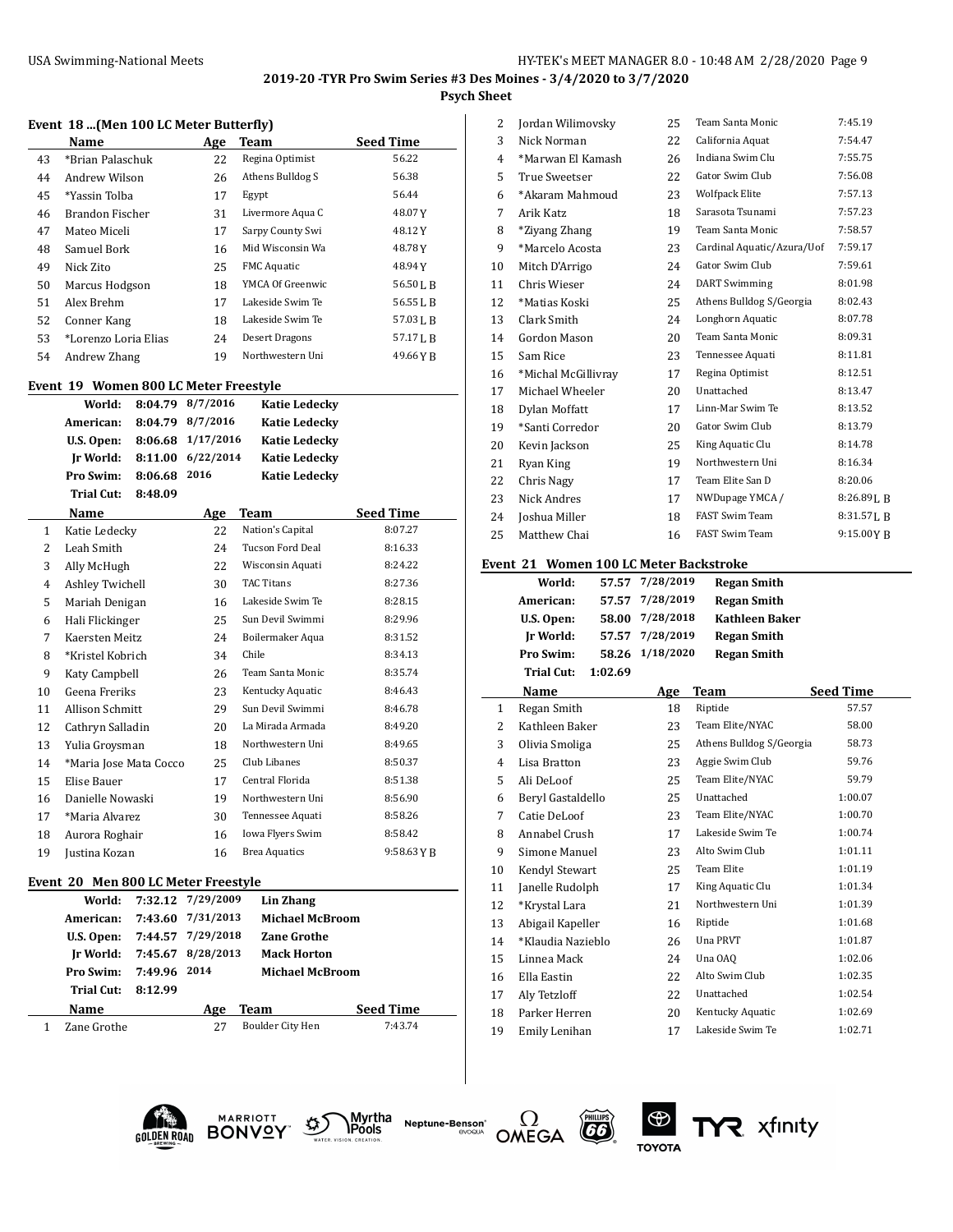## 2019-20 -TYR Pro Swim Series #3 Des Moines - 3/4/2020 to 3/7/2020

### Psych Sheet

### Event 18 ...(Men 100 LC Meter Butterfly)

| | Name | Age | Team | Seed Time |
|---|---|---|---|---|
| 43 | *Brian Palaschuk | 22 | Regina Optimist | 56.22 |
| 44 | Andrew Wilson | 26 | Athens Bulldog S | 56.38 |
| 45 | *Yassin Tolba | 17 | Egypt | 56.44 |
| 46 | Brandon Fischer | 31 | Livermore Aqua C | 48.07Y |
| 47 | Mateo Miceli | 17 | Sarpy County Swi | 48.12Y |
| 48 | Samuel Bork | 16 | Mid Wisconsin Wa | 48.78Y |
| 49 | Nick Zito | 25 | FMC Aquatic | 48.94Y |
| 50 | Marcus Hodgson | 18 | YMCA Of Greenwic | 56.50L B |
| 51 | Alex Brehm | 17 | Lakeside Swim Te | 56.55L B |
| 52 | Conner Kang | 18 | Lakeside Swim Te | 57.03L B |
| 53 | *Lorenzo Loria Elias | 24 | Desert Dragons | 57.17L B |
| 54 | Andrew Zhang | 19 | Northwestern Uni | 49.66Y B |

### Event 19 Women 800 LC Meter Freestyle

| | | | |
|---|---|---|---|
| World: | 8:04.79 | 8/7/2016 | Katie Ledecky |
| American: | 8:04.79 | 8/7/2016 | Katie Ledecky |
| U.S. Open: | 8:06.68 | 1/17/2016 | Katie Ledecky |
| Jr World: | 8:11.00 | 6/22/2014 | Katie Ledecky |
| Pro Swim: | 8:06.68 | 2016 | Katie Ledecky |
| Trial Cut: | 8:48.09 | | |

| | Name | Age | Team | Seed Time |
|---|---|---|---|---|
| 1 | Katie Ledecky | 22 | Nation's Capital | 8:07.27 |
| 2 | Leah Smith | 24 | Tucson Ford Deal | 8:16.33 |
| 3 | Ally McHugh | 22 | Wisconsin Aquati | 8:24.22 |
| 4 | Ashley Twichell | 30 | TAC Titans | 8:27.36 |
| 5 | Mariah Denigan | 16 | Lakeside Swim Te | 8:28.15 |
| 6 | Hali Flickinger | 25 | Sun Devil Swimmi | 8:29.96 |
| 7 | Kaersten Meitz | 24 | Boilermaker Aqua | 8:31.52 |
| 8 | *Kristel Kobrich | 34 | Chile | 8:34.13 |
| 9 | Katy Campbell | 26 | Team Santa Monic | 8:35.74 |
| 10 | Geena Freriks | 23 | Kentucky Aquatic | 8:46.43 |
| 11 | Allison Schmitt | 29 | Sun Devil Swimmi | 8:46.78 |
| 12 | Cathryn Salladin | 20 | La Mirada Armada | 8:49.20 |
| 13 | Yulia Groysman | 18 | Northwestern Uni | 8:49.65 |
| 14 | *Maria Jose Mata Cocco | 25 | Club Libanes | 8:50.37 |
| 15 | Elise Bauer | 17 | Central Florida | 8:51.38 |
| 16 | Danielle Nowaski | 19 | Northwestern Uni | 8:56.90 |
| 17 | *Maria Alvarez | 30 | Tennessee Aquati | 8:58.26 |
| 18 | Aurora Roghair | 16 | Iowa Flyers Swim | 8:58.42 |
| 19 | Justina Kozan | 16 | Brea Aquatics | 9:58.63Y B |

### Event 20 Men 800 LC Meter Freestyle

| | | | |
|---|---|---|---|
| World: | 7:32.12 | 7/29/2009 | Lin Zhang |
| American: | 7:43.60 | 7/31/2013 | Michael McBroom |
| U.S. Open: | 7:44.57 | 7/29/2018 | Zane Grothe |
| Jr World: | 7:45.67 | 8/28/2013 | Mack Horton |
| Pro Swim: | 7:49.96 | 2014 | Michael McBroom |
| Trial Cut: | 8:12.99 | | |

| | Name | Age | Team | Seed Time |
|---|---|---|---|---|
| 1 | Zane Grothe | 27 | Boulder City Hen | 7:43.74 |
| 2 | Jordan Wilimovsky | 25 | Team Santa Monic | 7:45.19 |
| 3 | Nick Norman | 22 | California Aquat | 7:54.47 |
| 4 | *Marwan El Kamash | 26 | Indiana Swim Clu | 7:55.75 |
| 5 | True Sweetser | 22 | Gator Swim Club | 7:56.08 |
| 6 | *Akaram Mahmoud | 23 | Wolfpack Elite | 7:57.13 |
| 7 | Arik Katz | 18 | Sarasota Tsunami | 7:57.23 |
| 8 | *Ziyang Zhang | 19 | Team Santa Monic | 7:58.57 |
| 9 | *Marcelo Acosta | 23 | Cardinal Aquatic/Azura/Uof | 7:59.17 |
| 10 | Mitch D'Arrigo | 24 | Gator Swim Club | 7:59.61 |
| 11 | Chris Wieser | 24 | DART Swimming | 8:01.98 |
| 12 | *Matias Koski | 25 | Athens Bulldog S/Georgia | 8:02.43 |
| 13 | Clark Smith | 24 | Longhorn Aquatic | 8:07.78 |
| 14 | Gordon Mason | 20 | Team Santa Monic | 8:09.31 |
| 15 | Sam Rice | 23 | Tennessee Aquati | 8:11.81 |
| 16 | *Michal McGillivray | 17 | Regina Optimist | 8:12.51 |
| 17 | Michael Wheeler | 20 | Unattached | 8:13.47 |
| 18 | Dylan Moffatt | 17 | Linn-Mar Swim Te | 8:13.52 |
| 19 | *Santi Corredor | 20 | Gator Swim Club | 8:13.79 |
| 20 | Kevin Jackson | 25 | King Aquatic Clu | 8:14.78 |
| 21 | Ryan King | 19 | Northwestern Uni | 8:16.34 |
| 22 | Chris Nagy | 17 | Team Elite San D | 8:20.06 |
| 23 | Nick Andres | 17 | NWDupage YMCA / | 8:26.89L B |
| 24 | Joshua Miller | 18 | FAST Swim Team | 8:31.57L B |
| 25 | Matthew Chai | 16 | FAST Swim Team | 9:15.00Y B |

### Event 21 Women 100 LC Meter Backstroke

| | | | |
|---|---|---|---|
| World: | 57.57 | 7/28/2019 | Regan Smith |
| American: | 57.57 | 7/28/2019 | Regan Smith |
| U.S. Open: | 58.00 | 7/28/2018 | Kathleen Baker |
| Jr World: | 57.57 | 7/28/2019 | Regan Smith |
| Pro Swim: | 58.26 | 1/18/2020 | Regan Smith |
| Trial Cut: | 1:02.69 | | |

| | Name | Age | Team | Seed Time |
|---|---|---|---|---|
| 1 | Regan Smith | 18 | Riptide | 57.57 |
| 2 | Kathleen Baker | 23 | Team Elite/NYAC | 58.00 |
| 3 | Olivia Smoliga | 25 | Athens Bulldog S/Georgia | 58.73 |
| 4 | Lisa Bratton | 23 | Aggie Swim Club | 59.76 |
| 5 | Ali DeLoof | 25 | Team Elite/NYAC | 59.79 |
| 6 | Beryl Gastaldello | 25 | Unattached | 1:00.07 |
| 7 | Catie DeLoof | 23 | Team Elite/NYAC | 1:00.70 |
| 8 | Annabel Crush | 17 | Lakeside Swim Te | 1:00.74 |
| 9 | Simone Manuel | 23 | Alto Swim Club | 1:01.11 |
| 10 | Kendyl Stewart | 25 | Team Elite | 1:01.19 |
| 11 | Janelle Rudolph | 17 | King Aquatic Clu | 1:01.34 |
| 12 | *Krystal Lara | 21 | Northwestern Uni | 1:01.39 |
| 13 | Abigail Kapeller | 16 | Riptide | 1:01.68 |
| 14 | *Klaudia Nazieblo | 26 | Una PRVT | 1:01.87 |
| 15 | Linnea Mack | 24 | Una OAQ | 1:02.06 |
| 16 | Ella Eastin | 22 | Alto Swim Club | 1:02.35 |
| 17 | Aly Tetzloff | 22 | Unattached | 1:02.54 |
| 18 | Parker Herren | 20 | Kentucky Aquatic | 1:02.69 |
| 19 | Emily Lenihan | 17 | Lakeside Swim Te | 1:02.71 |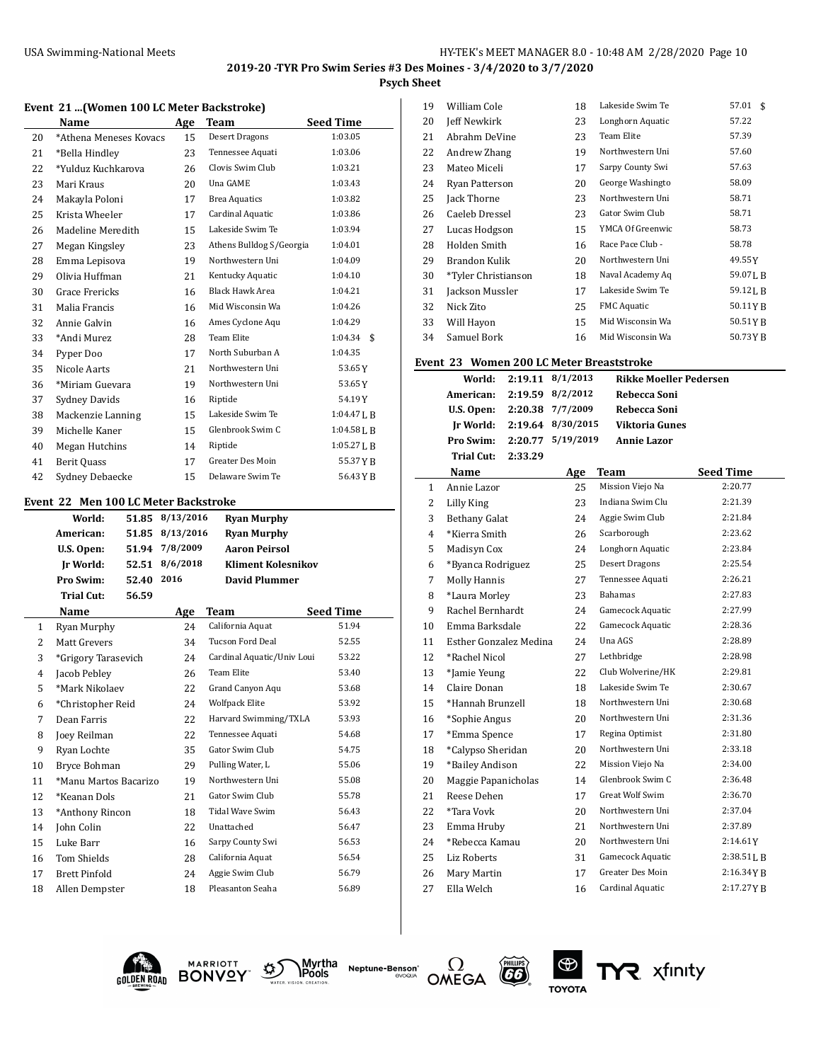USA Swimming-National Meets

**2019-20 -TYR Pro Swim Series #3 Des Moines - 3/4/2020 to 3/7/2020**

**Psych Sheet**

### Event 21 ...(Women 100 LC Meter Backstroke)

| | Name | Age | Team | Seed Time |
|---|---|---|---|---|
| 20 | *Athena Meneses Kovacs | 15 | Desert Dragons | 1:03.05 |
| 21 | *Bella Hindley | 23 | Tennessee Aquati | 1:03.06 |
| 22 | *Yulduz Kuchkarova | 26 | Clovis Swim Club | 1:03.21 |
| 23 | Mari Kraus | 20 | Una GAME | 1:03.43 |
| 24 | Makayla Poloni | 17 | Brea Aquatics | 1:03.82 |
| 25 | Krista Wheeler | 17 | Cardinal Aquatic | 1:03.86 |
| 26 | Madeline Meredith | 15 | Lakeside Swim Te | 1:03.94 |
| 27 | Megan Kingsley | 23 | Athens Bulldog S/Georgia | 1:04.01 |
| 28 | Emma Lepisova | 19 | Northwestern Uni | 1:04.09 |
| 29 | Olivia Huffman | 21 | Kentucky Aquatic | 1:04.10 |
| 30 | Grace Frericks | 16 | Black Hawk Area | 1:04.21 |
| 31 | Malia Francis | 16 | Mid Wisconsin Wa | 1:04.26 |
| 32 | Annie Galvin | 16 | Ames Cyclone Aqu | 1:04.29 |
| 33 | *Andi Murez | 28 | Team Elite | 1:04.34 $ |
| 34 | Pyper Doo | 17 | North Suburban A | 1:04.35 |
| 35 | Nicole Aarts | 21 | Northwestern Uni | 53.65Y |
| 36 | *Miriam Guevara | 19 | Northwestern Uni | 53.65Y |
| 37 | Sydney Davids | 16 | Riptide | 54.19Y |
| 38 | Mackenzie Lanning | 15 | Lakeside Swim Te | 1:04.47L B |
| 39 | Michelle Kaner | 15 | Glenbrook Swim C | 1:04.58L B |
| 40 | Megan Hutchins | 14 | Riptide | 1:05.27L B |
| 41 | Berit Quass | 17 | Greater Des Moin | 55.37Y B |
| 42 | Sydney Debaecke | 15 | Delaware Swim Te | 56.43Y B |

### Event 22 Men 100 LC Meter Backstroke

| | | | |
|---|---|---|---|
| **World:** | **51.85** | **8/13/2016** | **Ryan Murphy** |
| **American:** | **51.85** | **8/13/2016** | **Ryan Murphy** |
| **U.S. Open:** | **51.94** | **7/8/2009** | **Aaron Peirsol** |
| **Jr World:** | **52.51** | **8/6/2018** | **Kliment Kolesnikov** |
| **Pro Swim:** | **52.40** | **2016** | **David Plummer** |
| **Trial Cut:** | **56.59** | | |

| | Name | Age | Team | Seed Time |
|---|---|---|---|---|
| 1 | Ryan Murphy | 24 | California Aquat | 51.94 |
| 2 | Matt Grevers | 34 | Tucson Ford Deal | 52.55 |
| 3 | *Grigory Tarasevich | 24 | Cardinal Aquatic/Univ Loui | 53.22 |
| 4 | Jacob Pebley | 26 | Team Elite | 53.40 |
| 5 | *Mark Nikolaev | 22 | Grand Canyon Aqu | 53.68 |
| 6 | *Christopher Reid | 24 | Wolfpack Elite | 53.92 |
| 7 | Dean Farris | 22 | Harvard Swimming/TXLA | 53.93 |
| 8 | Joey Reilman | 22 | Tennessee Aquati | 54.68 |
| 9 | Ryan Lochte | 35 | Gator Swim Club | 54.75 |
| 10 | Bryce Bohman | 29 | Pulling Water, L | 55.06 |
| 11 | *Manu Martos Bacarizo | 19 | Northwestern Uni | 55.08 |
| 12 | *Keanan Dols | 21 | Gator Swim Club | 55.78 |
| 13 | *Anthony Rincon | 18 | Tidal Wave Swim | 56.43 |
| 14 | John Colin | 22 | Unattached | 56.47 |
| 15 | Luke Barr | 16 | Sarpy County Swi | 56.53 |
| 16 | Tom Shields | 28 | California Aquat | 56.54 |
| 17 | Brett Pinfold | 24 | Aggie Swim Club | 56.79 |
| 18 | Allen Dempster | 18 | Pleasanton Seaha | 56.89 |
| 19 | William Cole | 18 | Lakeside Swim Te | 57.01 $ |
| 20 | Jeff Newkirk | 23 | Longhorn Aquatic | 57.22 |
| 21 | Abrahm DeVine | 23 | Team Elite | 57.39 |
| 22 | Andrew Zhang | 19 | Northwestern Uni | 57.60 |
| 23 | Mateo Miceli | 17 | Sarpy County Swi | 57.63 |
| 24 | Ryan Patterson | 20 | George Washingto | 58.09 |
| 25 | Jack Thorne | 23 | Northwestern Uni | 58.71 |
| 26 | Caeleb Dressel | 23 | Gator Swim Club | 58.71 |
| 27 | Lucas Hodgson | 15 | YMCA Of Greenwic | 58.73 |
| 28 | Holden Smith | 16 | Race Pace Club - | 58.78 |
| 29 | Brandon Kulik | 20 | Northwestern Uni | 49.55Y |
| 30 | *Tyler Christianson | 18 | Naval Academy Aq | 59.07L B |
| 31 | Jackson Mussler | 17 | Lakeside Swim Te | 59.12L B |
| 32 | Nick Zito | 25 | FMC Aquatic | 50.11Y B |
| 33 | Will Hayon | 15 | Mid Wisconsin Wa | 50.51Y B |
| 34 | Samuel Bork | 16 | Mid Wisconsin Wa | 50.73Y B |

### Event 23 Women 200 LC Meter Breaststroke

| | | | |
|---|---|---|---|
| **World:** | **2:19.11** | **8/1/2013** | **Rikke Moeller Pedersen** |
| **American:** | **2:19.59** | **8/2/2012** | **Rebecca Soni** |
| **U.S. Open:** | **2:20.38** | **7/7/2009** | **Rebecca Soni** |
| **Jr World:** | **2:19.64** | **8/30/2015** | **Viktoria Gunes** |
| **Pro Swim:** | **2:20.77** | **5/19/2019** | **Annie Lazor** |
| **Trial Cut:** | **2:33.29** | | |

| | Name | Age | Team | Seed Time |
|---|---|---|---|---|
| 1 | Annie Lazor | 25 | Mission Viejo Na | 2:20.77 |
| 2 | Lilly King | 23 | Indiana Swim Clu | 2:21.39 |
| 3 | Bethany Galat | 24 | Aggie Swim Club | 2:21.84 |
| 4 | *Kierra Smith | 26 | Scarborough | 2:23.62 |
| 5 | Madisyn Cox | 24 | Longhorn Aquatic | 2:23.84 |
| 6 | *Byanca Rodriguez | 25 | Desert Dragons | 2:25.54 |
| 7 | Molly Hannis | 27 | Tennessee Aquati | 2:26.21 |
| 8 | *Laura Morley | 23 | Bahamas | 2:27.83 |
| 9 | Rachel Bernhardt | 24 | Gamecock Aquatic | 2:27.99 |
| 10 | Emma Barksdale | 22 | Gamecock Aquatic | 2:28.36 |
| 11 | Esther Gonzalez Medina | 24 | Una AGS | 2:28.89 |
| 12 | *Rachel Nicol | 27 | Lethbridge | 2:28.98 |
| 13 | *Jamie Yeung | 22 | Club Wolverine/HK | 2:29.81 |
| 14 | Claire Donan | 18 | Lakeside Swim Te | 2:30.67 |
| 15 | *Hannah Brunzell | 18 | Northwestern Uni | 2:30.68 |
| 16 | *Sophie Angus | 20 | Northwestern Uni | 2:31.36 |
| 17 | *Emma Spence | 17 | Regina Optimist | 2:31.80 |
| 18 | *Calypso Sheridan | 20 | Northwestern Uni | 2:33.18 |
| 19 | *Bailey Andison | 22 | Mission Viejo Na | 2:34.00 |
| 20 | Maggie Papanicholas | 14 | Glenbrook Swim C | 2:36.48 |
| 21 | Reese Dehen | 17 | Great Wolf Swim | 2:36.70 |
| 22 | *Tara Vovk | 20 | Northwestern Uni | 2:37.04 |
| 23 | Emma Hruby | 21 | Northwestern Uni | 2:37.89 |
| 24 | *Rebecca Kamau | 20 | Northwestern Uni | 2:14.61Y |
| 25 | Liz Roberts | 31 | Gamecock Aquatic | 2:38.51L B |
| 26 | Mary Martin | 17 | Greater Des Moin | 2:16.34Y B |
| 27 | Ella Welch | 16 | Cardinal Aquatic | 2:17.27Y B |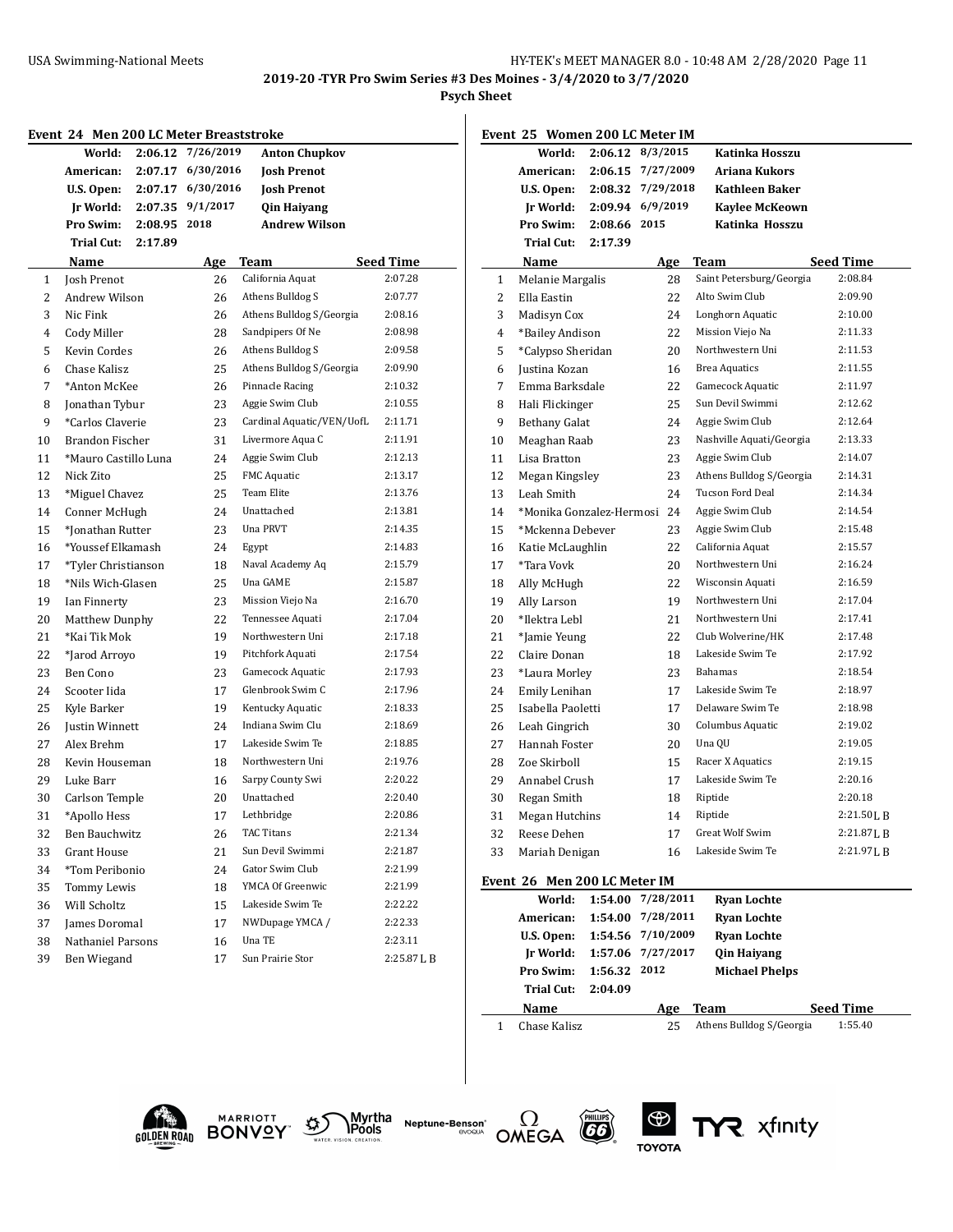## 2019-20 -TYR Pro Swim Series #3 Des Moines - 3/4/2020 to 3/7/2020

**Psych Sheet**

### Event 24 Men 200 LC Meter Breaststroke

| | | | |
|---|---|---|---|
| World: | 2:06.12 | 7/26/2019 | Anton Chupkov |
| American: | 2:07.17 | 6/30/2016 | Josh Prenot |
| U.S. Open: | 2:07.17 | 6/30/2016 | Josh Prenot |
| Jr World: | 2:07.35 | 9/1/2017 | Qin Haiyang |
| Pro Swim: | 2:08.95 | 2018 | Andrew Wilson |
| Trial Cut: | 2:17.89 | | |

| | Name | Age | Team | Seed Time |
|---|---|---|---|---|
| 1 | Josh Prenot | 26 | California Aquat | 2:07.28 |
| 2 | Andrew Wilson | 26 | Athens Bulldog S | 2:07.77 |
| 3 | Nic Fink | 26 | Athens Bulldog S/Georgia | 2:08.16 |
| 4 | Cody Miller | 28 | Sandpipers Of Ne | 2:08.98 |
| 5 | Kevin Cordes | 26 | Athens Bulldog S | 2:09.58 |
| 6 | Chase Kalisz | 25 | Athens Bulldog S/Georgia | 2:09.90 |
| 7 | *Anton McKee | 26 | Pinnacle Racing | 2:10.32 |
| 8 | Jonathan Tybur | 23 | Aggie Swim Club | 2:10.55 |
| 9 | *Carlos Claverie | 23 | Cardinal Aquatic/VEN/UofL | 2:11.71 |
| 10 | Brandon Fischer | 31 | Livermore Aqua C | 2:11.91 |
| 11 | *Mauro Castillo Luna | 24 | Aggie Swim Club | 2:12.13 |
| 12 | Nick Zito | 25 | FMC Aquatic | 2:13.17 |
| 13 | *Miguel Chavez | 25 | Team Elite | 2:13.76 |
| 14 | Conner McHugh | 24 | Unattached | 2:13.81 |
| 15 | *Jonathan Rutter | 23 | Una PRVT | 2:14.35 |
| 16 | *Youssef Elkamash | 24 | Egypt | 2:14.83 |
| 17 | *Tyler Christianson | 18 | Naval Academy Aq | 2:15.79 |
| 18 | *Nils Wich-Glasen | 25 | Una GAME | 2:15.87 |
| 19 | Ian Finnerty | 23 | Mission Viejo Na | 2:16.70 |
| 20 | Matthew Dunphy | 22 | Tennessee Aquati | 2:17.04 |
| 21 | *Kai Tik Mok | 19 | Northwestern Uni | 2:17.18 |
| 22 | *Jarod Arroyo | 19 | Pitchfork Aquati | 2:17.54 |
| 23 | Ben Cono | 23 | Gamecock Aquatic | 2:17.93 |
| 24 | Scooter Iida | 17 | Glenbrook Swim C | 2:17.96 |
| 25 | Kyle Barker | 19 | Kentucky Aquatic | 2:18.33 |
| 26 | Justin Winnett | 24 | Indiana Swim Clu | 2:18.69 |
| 27 | Alex Brehm | 17 | Lakeside Swim Te | 2:18.85 |
| 28 | Kevin Houseman | 18 | Northwestern Uni | 2:19.76 |
| 29 | Luke Barr | 16 | Sarpy County Swi | 2:20.22 |
| 30 | Carlson Temple | 20 | Unattached | 2:20.40 |
| 31 | *Apollo Hess | 17 | Lethbridge | 2:20.86 |
| 32 | Ben Bauchwitz | 26 | TAC Titans | 2:21.34 |
| 33 | Grant House | 21 | Sun Devil Swimmi | 2:21.87 |
| 34 | *Tom Peribonio | 24 | Gator Swim Club | 2:21.99 |
| 35 | Tommy Lewis | 18 | YMCA Of Greenwic | 2:21.99 |
| 36 | Will Scholtz | 15 | Lakeside Swim Te | 2:22.22 |
| 37 | James Doromal | 17 | NWDupage YMCA / | 2:22.33 |
| 38 | Nathaniel Parsons | 16 | Una TE | 2:23.11 |
| 39 | Ben Wiegand | 17 | Sun Prairie Stor | 2:25.87 L B |

### Event 25 Women 200 LC Meter IM

| | | | |
|---|---|---|---|
| World: | 2:06.12 | 8/3/2015 | Katinka Hosszu |
| American: | 2:06.15 | 7/27/2009 | Ariana Kukors |
| U.S. Open: | 2:08.32 | 7/29/2018 | Kathleen Baker |
| Jr World: | 2:09.94 | 6/9/2019 | Kaylee McKeown |
| Pro Swim: | 2:08.66 | 2015 | Katinka Hosszu |
| Trial Cut: | 2:17.39 | | |

| | Name | Age | Team | Seed Time |
|---|---|---|---|---|
| 1 | Melanie Margalis | 28 | Saint Petersburg/Georgia | 2:08.84 |
| 2 | Ella Eastin | 22 | Alto Swim Club | 2:09.90 |
| 3 | Madisyn Cox | 24 | Longhorn Aquatic | 2:10.00 |
| 4 | *Bailey Andison | 22 | Mission Viejo Na | 2:11.33 |
| 5 | *Calypso Sheridan | 20 | Northwestern Uni | 2:11.53 |
| 6 | Justina Kozan | 16 | Brea Aquatics | 2:11.55 |
| 7 | Emma Barksdale | 22 | Gamecock Aquatic | 2:11.97 |
| 8 | Hali Flickinger | 25 | Sun Devil Swimmi | 2:12.62 |
| 9 | Bethany Galat | 24 | Aggie Swim Club | 2:12.64 |
| 10 | Meaghan Raab | 23 | Nashville Aquati/Georgia | 2:13.33 |
| 11 | Lisa Bratton | 23 | Aggie Swim Club | 2:14.07 |
| 12 | Megan Kingsley | 23 | Athens Bulldog S/Georgia | 2:14.31 |
| 13 | Leah Smith | 24 | Tucson Ford Deal | 2:14.34 |
| 14 | *Monika Gonzalez-Hermosi | 24 | Aggie Swim Club | 2:14.54 |
| 15 | *Mckenna Debever | 23 | Aggie Swim Club | 2:15.48 |
| 16 | Katie McLaughlin | 22 | California Aquat | 2:15.57 |
| 17 | *Tara Vovk | 20 | Northwestern Uni | 2:16.24 |
| 18 | Ally McHugh | 22 | Wisconsin Aquati | 2:16.59 |
| 19 | Ally Larson | 19 | Northwestern Uni | 2:17.04 |
| 20 | *Ilektra Lebl | 21 | Northwestern Uni | 2:17.41 |
| 21 | *Jamie Yeung | 22 | Club Wolverine/HK | 2:17.48 |
| 22 | Claire Donan | 18 | Lakeside Swim Te | 2:17.92 |
| 23 | *Laura Morley | 23 | Bahamas | 2:18.54 |
| 24 | Emily Lenihan | 17 | Lakeside Swim Te | 2:18.97 |
| 25 | Isabella Paoletti | 17 | Delaware Swim Te | 2:18.98 |
| 26 | Leah Gingrich | 30 | Columbus Aquatic | 2:19.02 |
| 27 | Hannah Foster | 20 | Una QU | 2:19.05 |
| 28 | Zoe Skirboll | 15 | Racer X Aquatics | 2:19.15 |
| 29 | Annabel Crush | 17 | Lakeside Swim Te | 2:20.16 |
| 30 | Regan Smith | 18 | Riptide | 2:20.18 |
| 31 | Megan Hutchins | 14 | Riptide | 2:21.50 L B |
| 32 | Reese Dehen | 17 | Great Wolf Swim | 2:21.87 L B |
| 33 | Mariah Denigan | 16 | Lakeside Swim Te | 2:21.97 L B |

### Event 26 Men 200 LC Meter IM

| | | | |
|---|---|---|---|
| World: | 1:54.00 | 7/28/2011 | Ryan Lochte |
| American: | 1:54.00 | 7/28/2011 | Ryan Lochte |
| U.S. Open: | 1:54.56 | 7/10/2009 | Ryan Lochte |
| Jr World: | 1:57.06 | 7/27/2017 | Qin Haiyang |
| Pro Swim: | 1:56.32 | 2012 | Michael Phelps |
| Trial Cut: | 2:04.09 | | |

| | Name | Age | Team | Seed Time |
|---|---|---|---|---|
| 1 | Chase Kalisz | 25 | Athens Bulldog S/Georgia | 1:55.40 |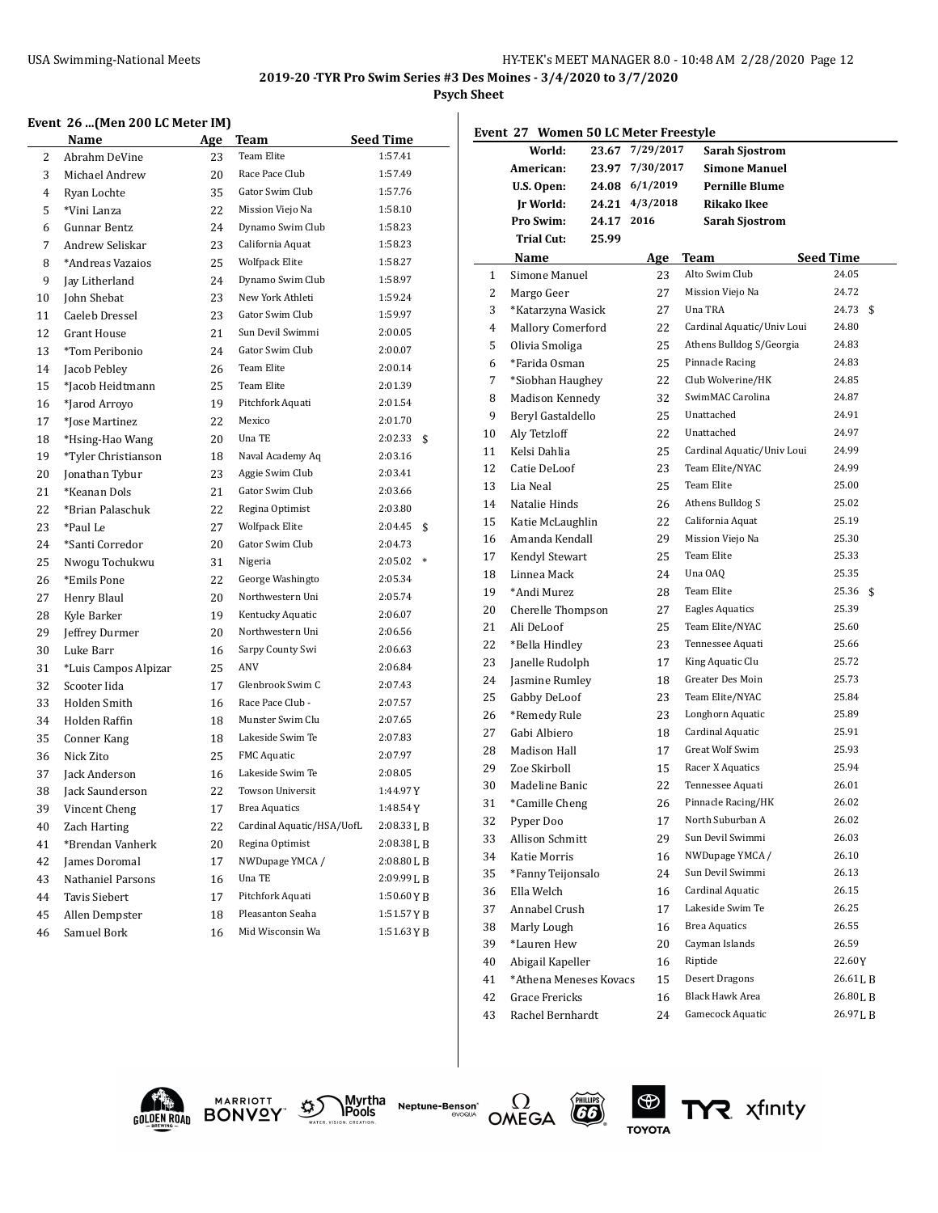## 2019-20 -TYR Pro Swim Series #3 Des Moines - 3/4/2020 to 3/7/2020

**Psych Sheet**

### Event 26 ...(Men 200 LC Meter IM)

| | Name | Age | Team | Seed Time | |
|---|---|---|---|---|---|
| 2 | Abrahm DeVine | 23 | Team Elite | 1:57.41 | |
| 3 | Michael Andrew | 20 | Race Pace Club | 1:57.49 | |
| 4 | Ryan Lochte | 35 | Gator Swim Club | 1:57.76 | |
| 5 | *Vini Lanza | 22 | Mission Viejo Na | 1:58.10 | |
| 6 | Gunnar Bentz | 24 | Dynamo Swim Club | 1:58.23 | |
| 7 | Andrew Seliskar | 23 | California Aquat | 1:58.23 | |
| 8 | *Andreas Vazaios | 25 | Wolfpack Elite | 1:58.27 | |
| 9 | Jay Litherland | 24 | Dynamo Swim Club | 1:58.97 | |
| 10 | John Shebat | 23 | New York Athleti | 1:59.24 | |
| 11 | Caeleb Dressel | 23 | Gator Swim Club | 1:59.97 | |
| 12 | Grant House | 21 | Sun Devil Swimmi | 2:00.05 | |
| 13 | *Tom Peribonio | 24 | Gator Swim Club | 2:00.07 | |
| 14 | Jacob Pebley | 26 | Team Elite | 2:00.14 | |
| 15 | *Jacob Heidtmann | 25 | Team Elite | 2:01.39 | |
| 16 | *Jarod Arroyo | 19 | Pitchfork Aquati | 2:01.54 | |
| 17 | *Jose Martinez | 22 | Mexico | 2:01.70 | |
| 18 | *Hsing-Hao Wang | 20 | Una TE | 2:02.33 | $ |
| 19 | *Tyler Christianson | 18 | Naval Academy Aq | 2:03.16 | |
| 20 | Jonathan Tybur | 23 | Aggie Swim Club | 2:03.41 | |
| 21 | *Keanan Dols | 21 | Gator Swim Club | 2:03.66 | |
| 22 | *Brian Palaschuk | 22 | Regina Optimist | 2:03.80 | |
| 23 | *Paul Le | 27 | Wolfpack Elite | 2:04.45 | $ |
| 24 | *Santi Corredor | 20 | Gator Swim Club | 2:04.73 | |
| 25 | Nwogu Tochukwu | 31 | Nigeria | 2:05.02 | * |
| 26 | *Emils Pone | 22 | George Washingto | 2:05.34 | |
| 27 | Henry Blaul | 20 | Northwestern Uni | 2:05.74 | |
| 28 | Kyle Barker | 19 | Kentucky Aquatic | 2:06.07 | |
| 29 | Jeffrey Durmer | 20 | Northwestern Uni | 2:06.56 | |
| 30 | Luke Barr | 16 | Sarpy County Swi | 2:06.63 | |
| 31 | *Luis Campos Alpizar | 25 | ANV | 2:06.84 | |
| 32 | Scooter Iida | 17 | Glenbrook Swim C | 2:07.43 | |
| 33 | Holden Smith | 16 | Race Pace Club - | 2:07.57 | |
| 34 | Holden Raffin | 18 | Munster Swim Clu | 2:07.65 | |
| 35 | Conner Kang | 18 | Lakeside Swim Te | 2:07.83 | |
| 36 | Nick Zito | 25 | FMC Aquatic | 2:07.97 | |
| 37 | Jack Anderson | 16 | Lakeside Swim Te | 2:08.05 | |
| 38 | Jack Saunderson | 22 | Towson Universit | 1:44.97 Y | |
| 39 | Vincent Cheng | 17 | Brea Aquatics | 1:48.54 Y | |
| 40 | Zach Harting | 22 | Cardinal Aquatic/HSA/UofL | 2:08.33 L B | |
| 41 | *Brendan Vanherk | 20 | Regina Optimist | 2:08.38 L B | |
| 42 | James Doromal | 17 | NWDupage YMCA / | 2:08.80 L B | |
| 43 | Nathaniel Parsons | 16 | Una TE | 2:09.99 L B | |
| 44 | Tavis Siebert | 17 | Pitchfork Aquati | 1:50.60 Y B | |
| 45 | Allen Dempster | 18 | Pleasanton Seaha | 1:51.57 Y B | |
| 46 | Samuel Bork | 16 | Mid Wisconsin Wa | 1:51.63 Y B | |

### Event 27 Women 50 LC Meter Freestyle

| | | | |
|---|---|---|---|
| World: | 23.67 | 7/29/2017 | Sarah Sjostrom |
| American: | 23.97 | 7/30/2017 | Simone Manuel |
| U.S. Open: | 24.08 | 6/1/2019 | Pernille Blume |
| Jr World: | 24.21 | 4/3/2018 | Rikako Ikee |
| Pro Swim: | 24.17 | 2016 | Sarah Sjostrom |
| Trial Cut: | 25.99 | | |

| | Name | Age | Team | Seed Time | |
|---|---|---|---|---|---|
| 1 | Simone Manuel | 23 | Alto Swim Club | 24.05 | |
| 2 | Margo Geer | 27 | Mission Viejo Na | 24.72 | |
| 3 | *Katarzyna Wasick | 27 | Una TRA | 24.73 | $ |
| 4 | Mallory Comerford | 22 | Cardinal Aquatic/Univ Loui | 24.80 | |
| 5 | Olivia Smoliga | 25 | Athens Bulldog S/Georgia | 24.83 | |
| 6 | *Farida Osman | 25 | Pinnacle Racing | 24.83 | |
| 7 | *Siobhan Haughey | 22 | Club Wolverine/HK | 24.85 | |
| 8 | Madison Kennedy | 32 | SwimMAC Carolina | 24.87 | |
| 9 | Beryl Gastaldello | 25 | Unattached | 24.91 | |
| 10 | Aly Tetzloff | 22 | Unattached | 24.97 | |
| 11 | Kelsi Dahlia | 25 | Cardinal Aquatic/Univ Loui | 24.99 | |
| 12 | Catie DeLoof | 23 | Team Elite/NYAC | 24.99 | |
| 13 | Lia Neal | 25 | Team Elite | 25.00 | |
| 14 | Natalie Hinds | 26 | Athens Bulldog S | 25.02 | |
| 15 | Katie McLaughlin | 22 | California Aquat | 25.19 | |
| 16 | Amanda Kendall | 29 | Mission Viejo Na | 25.30 | |
| 17 | Kendyl Stewart | 25 | Team Elite | 25.33 | |
| 18 | Linnea Mack | 24 | Una OAQ | 25.35 | |
| 19 | *Andi Murez | 28 | Team Elite | 25.36 | $ |
| 20 | Cherelle Thompson | 27 | Eagles Aquatics | 25.39 | |
| 21 | Ali DeLoof | 25 | Team Elite/NYAC | 25.60 | |
| 22 | *Bella Hindley | 23 | Tennessee Aquati | 25.66 | |
| 23 | Janelle Rudolph | 17 | King Aquatic Clu | 25.72 | |
| 24 | Jasmine Rumley | 18 | Greater Des Moin | 25.73 | |
| 25 | Gabby DeLoof | 23 | Team Elite/NYAC | 25.84 | |
| 26 | *Remedy Rule | 23 | Longhorn Aquatic | 25.89 | |
| 27 | Gabi Albiero | 18 | Cardinal Aquatic | 25.91 | |
| 28 | Madison Hall | 17 | Great Wolf Swim | 25.93 | |
| 29 | Zoe Skirboll | 15 | Racer X Aquatics | 25.94 | |
| 30 | Madeline Banic | 22 | Tennessee Aquati | 26.01 | |
| 31 | *Camille Cheng | 26 | Pinnacle Racing/HK | 26.02 | |
| 32 | Pyper Doo | 17 | North Suburban A | 26.02 | |
| 33 | Allison Schmitt | 29 | Sun Devil Swimmi | 26.03 | |
| 34 | Katie Morris | 16 | NWDupage YMCA / | 26.10 | |
| 35 | *Fanny Teijonsalo | 24 | Sun Devil Swimmi | 26.13 | |
| 36 | Ella Welch | 16 | Cardinal Aquatic | 26.15 | |
| 37 | Annabel Crush | 17 | Lakeside Swim Te | 26.25 | |
| 38 | Marly Lough | 16 | Brea Aquatics | 26.55 | |
| 39 | *Lauren Hew | 20 | Cayman Islands | 26.59 | |
| 40 | Abigail Kapeller | 16 | Riptide | 22.60 Y | |
| 41 | *Athena Meneses Kovacs | 15 | Desert Dragons | 26.61 L B | |
| 42 | Grace Frericks | 16 | Black Hawk Area | 26.80 L B | |
| 43 | Rachel Bernhardt | 24 | Gamecock Aquatic | 26.97 L B | |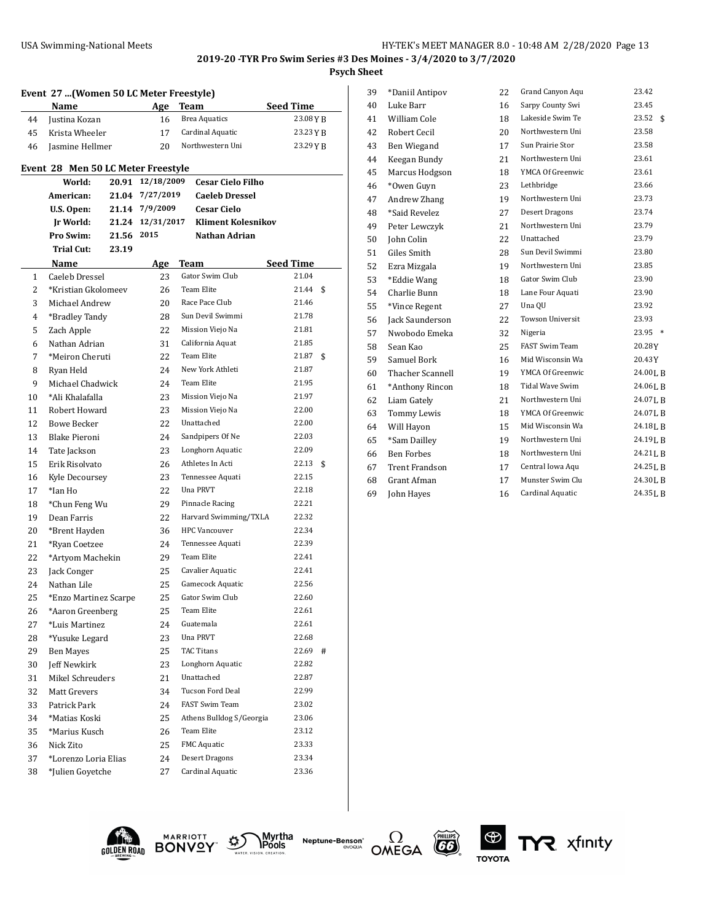2019-20 -TYR Pro Swim Series #3 Des Moines - 3/4/2020 to 3/7/2020

**Psych Sheet**

**Event 27 ...(Women 50 LC Meter Freestyle)**

| | Name | Age | Team | Seed Time | |
|---|---|---|---|---|---|
| 44 | Justina Kozan | 16 | Brea Aquatics | 23.08Y | B |
| 45 | Krista Wheeler | 17 | Cardinal Aquatic | 23.23Y | B |
| 46 | Jasmine Hellmer | 20 | Northwestern Uni | 23.29Y | B |

**Event 28 Men 50 LC Meter Freestyle**

| | | | |
|---|---|---|---|
| **World:** | **20.91** | **12/18/2009** | **Cesar Cielo Filho** |
| **American:** | **21.04** | **7/27/2019** | **Caeleb Dressel** |
| **U.S. Open:** | **21.14** | **7/9/2009** | **Cesar Cielo** |
| **Jr World:** | **21.24** | **12/31/2017** | **Kliment Kolesnikov** |
| **Pro Swim:** | **21.56** | **2015** | **Nathan Adrian** |
| **Trial Cut:** | **23.19** | | |

| | Name | Age | Team | Seed Time | |
|---|---|---|---|---|---|
| 1 | Caeleb Dressel | 23 | Gator Swim Club | 21.04 | |
| 2 | *Kristian Gkolomeev | 26 | Team Elite | 21.44 | $ |
| 3 | Michael Andrew | 20 | Race Pace Club | 21.46 | |
| 4 | *Bradley Tandy | 28 | Sun Devil Swimmi | 21.78 | |
| 5 | Zach Apple | 22 | Mission Viejo Na | 21.81 | |
| 6 | Nathan Adrian | 31 | California Aquat | 21.85 | |
| 7 | *Meiron Cheruti | 22 | Team Elite | 21.87 | $ |
| 8 | Ryan Held | 24 | New York Athleti | 21.87 | |
| 9 | Michael Chadwick | 24 | Team Elite | 21.95 | |
| 10 | *Ali Khalafalla | 23 | Mission Viejo Na | 21.97 | |
| 11 | Robert Howard | 23 | Mission Viejo Na | 22.00 | |
| 12 | Bowe Becker | 22 | Unattached | 22.00 | |
| 13 | Blake Pieroni | 24 | Sandpipers Of Ne | 22.03 | |
| 14 | Tate Jackson | 23 | Longhorn Aquatic | 22.09 | |
| 15 | Erik Risolvato | 26 | Athletes In Acti | 22.13 | $ |
| 16 | Kyle Decoursey | 23 | Tennessee Aquati | 22.15 | |
| 17 | *Ian Ho | 22 | Una PRVT | 22.18 | |
| 18 | *Chun Feng Wu | 29 | Pinnacle Racing | 22.21 | |
| 19 | Dean Farris | 22 | Harvard Swimming/TXLA | 22.32 | |
| 20 | *Brent Hayden | 36 | HPC Vancouver | 22.34 | |
| 21 | *Ryan Coetzee | 24 | Tennessee Aquati | 22.39 | |
| 22 | *Artyom Machekin | 29 | Team Elite | 22.41 | |
| 23 | Jack Conger | 25 | Cavalier Aquatic | 22.41 | |
| 24 | Nathan Lile | 25 | Gamecock Aquatic | 22.56 | |
| 25 | *Enzo Martinez Scarpe | 25 | Gator Swim Club | 22.60 | |
| 26 | *Aaron Greenberg | 25 | Team Elite | 22.61 | |
| 27 | *Luis Martinez | 24 | Guatemala | 22.61 | |
| 28 | *Yusuke Legard | 23 | Una PRVT | 22.68 | |
| 29 | Ben Mayes | 25 | TAC Titans | 22.69 | # |
| 30 | Jeff Newkirk | 23 | Longhorn Aquatic | 22.82 | |
| 31 | Mikel Schreuders | 21 | Unattached | 22.87 | |
| 32 | Matt Grevers | 34 | Tucson Ford Deal | 22.99 | |
| 33 | Patrick Park | 24 | FAST Swim Team | 23.02 | |
| 34 | *Matias Koski | 25 | Athens Bulldog S/Georgia | 23.06 | |
| 35 | *Marius Kusch | 26 | Team Elite | 23.12 | |
| 36 | Nick Zito | 25 | FMC Aquatic | 23.33 | |
| 37 | *Lorenzo Loria Elias | 24 | Desert Dragons | 23.34 | |
| 38 | *Julien Goyetche | 27 | Cardinal Aquatic | 23.36 | |
| 39 | *Daniil Antipov | 22 | Grand Canyon Aqu | 23.42 | |
| 40 | Luke Barr | 16 | Sarpy County Swi | 23.45 | |
| 41 | William Cole | 18 | Lakeside Swim Te | 23.52 | $ |
| 42 | Robert Cecil | 20 | Northwestern Uni | 23.58 | |
| 43 | Ben Wiegand | 17 | Sun Prairie Stor | 23.58 | |
| 44 | Keegan Bundy | 21 | Northwestern Uni | 23.61 | |
| 45 | Marcus Hodgson | 18 | YMCA Of Greenwic | 23.61 | |
| 46 | *Owen Guyn | 23 | Lethbridge | 23.66 | |
| 47 | Andrew Zhang | 19 | Northwestern Uni | 23.73 | |
| 48 | *Said Revelez | 27 | Desert Dragons | 23.74 | |
| 49 | Peter Lewczyk | 21 | Northwestern Uni | 23.79 | |
| 50 | John Colin | 22 | Unattached | 23.79 | |
| 51 | Giles Smith | 28 | Sun Devil Swimmi | 23.80 | |
| 52 | Ezra Mizgala | 19 | Northwestern Uni | 23.85 | |
| 53 | *Eddie Wang | 18 | Gator Swim Club | 23.90 | |
| 54 | Charlie Bunn | 18 | Lane Four Aquati | 23.90 | |
| 55 | *Vince Regent | 27 | Una QU | 23.92 | |
| 56 | Jack Saunderson | 22 | Towson Universit | 23.93 | |
| 57 | Nwobodo Emeka | 32 | Nigeria | 23.95 | * |
| 58 | Sean Kao | 25 | FAST Swim Team | 20.28Y | |
| 59 | Samuel Bork | 16 | Mid Wisconsin Wa | 20.43Y | |
| 60 | Thacher Scannell | 19 | YMCA Of Greenwic | 24.00L | B |
| 61 | *Anthony Rincon | 18 | Tidal Wave Swim | 24.06L | B |
| 62 | Liam Gately | 21 | Northwestern Uni | 24.07L | B |
| 63 | Tommy Lewis | 18 | YMCA Of Greenwic | 24.07L | B |
| 64 | Will Hayon | 15 | Mid Wisconsin Wa | 24.18L | B |
| 65 | *Sam Dailley | 19 | Northwestern Uni | 24.19L | B |
| 66 | Ben Forbes | 18 | Northwestern Uni | 24.21L | B |
| 67 | Trent Frandson | 17 | Central Iowa Aqu | 24.25L | B |
| 68 | Grant Afman | 17 | Munster Swim Clu | 24.30L | B |
| 69 | John Hayes | 16 | Cardinal Aquatic | 24.35L | B |